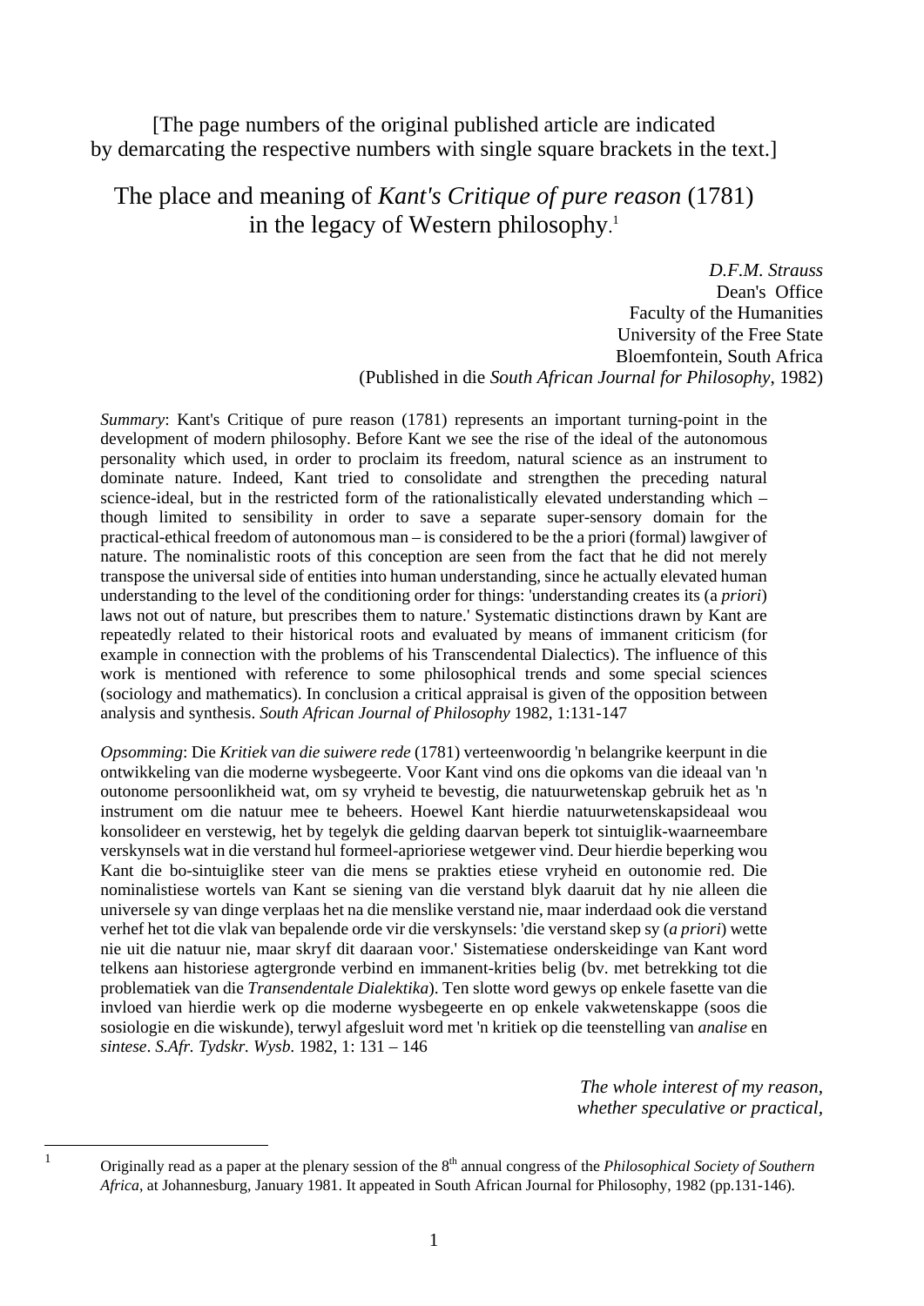[The page numbers of the original published article are indicated by demarcating the respective numbers with single square brackets in the text.]

# The place and meaning of *Kant's Critique of pure reason* (1781) in the legacy of Western philosophy.[1]

*D.F.M. Strauss*
Dean's Office
Faculty of the Humanities
University of the Free State
Bloemfontein, South Africa
(Published in die *South African Journal for Philosophy*, 1982)

*Summary*: Kant's Critique of pure reason (1781) represents an important turning-point in the development of modern philosophy. Before Kant we see the rise of the ideal of the autonomous personality which used, in order to proclaim its freedom, natural science as an instrument to dominate nature. Indeed, Kant tried to consolidate and strengthen the preceding natural science-ideal, but in the restricted form of the rationalistically elevated understanding which – though limited to sensibility in order to save a separate super-sensory domain for the practical-ethical freedom of autonomous man – is considered to be the a priori (formal) lawgiver of nature. The nominalistic roots of this conception are seen from the fact that he did not merely transpose the universal side of entities into human understanding, since he actually elevated human understanding to the level of the conditioning order for things: 'understanding creates its (a *priori*) laws not out of nature, but prescribes them to nature.' Systematic distinctions drawn by Kant are repeatedly related to their historical roots and evaluated by means of immanent criticism (for example in connection with the problems of his Transcendental Dialectics). The influence of this work is mentioned with reference to some philosophical trends and some special sciences (sociology and mathematics). In conclusion a critical appraisal is given of the opposition between analysis and synthesis. *South African Journal of Philosophy* 1982, 1:131-147

*Opsomming*: Die *Kritiek van die suiwere rede* (1781) verteenwoordig 'n belangrike keerpunt in die ontwikkeling van die moderne wysbegeerte. Voor Kant vind ons die opkoms van die ideaal van 'n outonome persoonlikheid wat, om sy vryheid te bevestig, die natuurwetenskap gebruik het as 'n instrument om die natuur mee te beheers. Hoewel Kant hierdie natuurwetenskapsideaal wou konsolideer en verstewig, het by tegelyk die gelding daarvan beperk tot sintuiglik-waarneembare verskynsels wat in die verstand hul formeel-aprioriese wetgewer vind. Deur hierdie beperking wou Kant die bo-sintuiglike steer van die mens se prakties etiese vryheid en outonomie red. Die nominalistiese wortels van Kant se siening van die verstand blyk daaruit dat hy nie alleen die universele sy van dinge verplaas het na die menslike verstand nie, maar inderdaad ook die verstand verhef het tot die vlak van bepalende orde vir die verskynsels: 'die verstand skep sy (*a priori*) wette nie uit die natuur nie, maar skryf dit daaraan voor.' Sistematiese onderskeidinge van Kant word telkens aan historiese agtergronde verbind en immanent-krities belig (bv. met betrekking tot die problematiek van die *Transendentale Dialektika*). Ten slotte word gewys op enkele fasette van die invloed van hierdie werk op die moderne wysbegeerte en op enkele vakwetenskappe (soos die sosiologie en die wiskunde), terwyl afgesluit word met 'n kritiek op die teenstelling van *analise* en *sintese*. *S.Afr. Tydskr. Wysb.* 1982, 1: 131 – 146

*The whole interest of my reason,*
*whether speculative or practical,*

---

[1] Originally read as a paper at the plenary session of the 8th annual congress of the *Philosophical Society of Southern Africa*, at Johannesburg, January 1981. It appeated in South African Journal for Philosophy, 1982 (pp.131-146).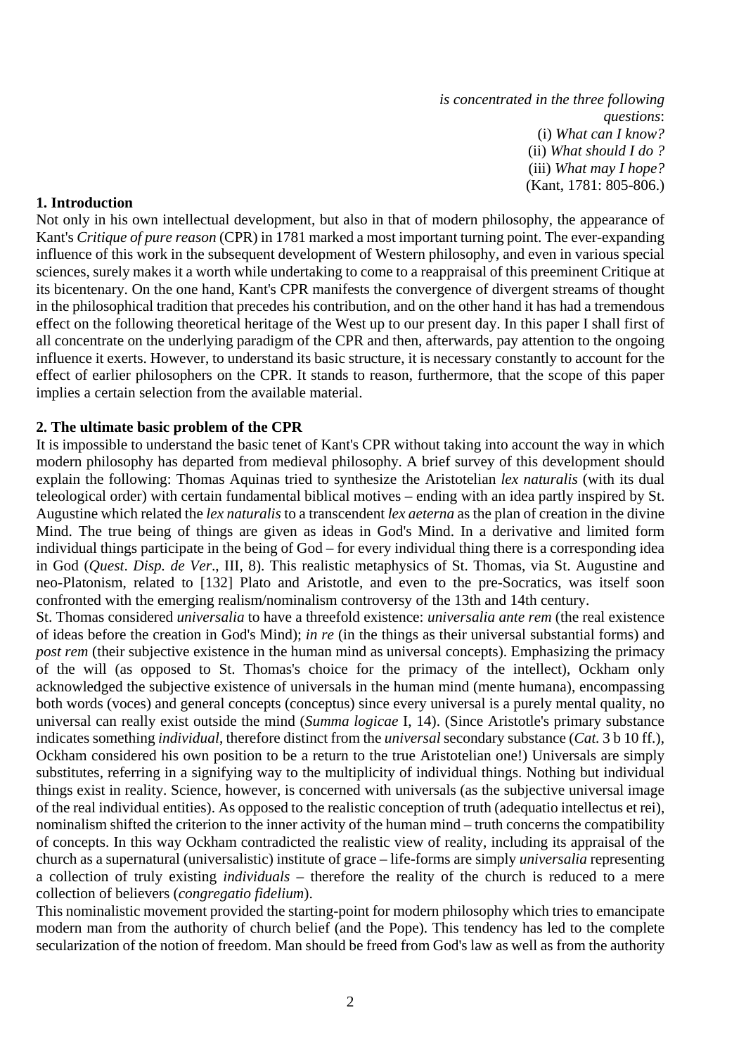*is concentrated in the three following questions*:
(i) *What can I know?*
(ii) *What should I do ?*
(iii) *What may I hope?*
(Kant, 1781: 805-806.)

**1. Introduction**

Not only in his own intellectual development, but also in that of modern philosophy, the appearance of Kant's *Critique of pure reason* (CPR) in 1781 marked a most important turning point. The ever-expanding influence of this work in the subsequent development of Western philosophy, and even in various special sciences, surely makes it a worth while undertaking to come to a reappraisal of this preeminent Critique at its bicentenary. On the one hand, Kant's CPR manifests the convergence of divergent streams of thought in the philosophical tradition that precedes his contribution, and on the other hand it has had a tremendous effect on the following theoretical heritage of the West up to our present day. In this paper I shall first of all concentrate on the underlying paradigm of the CPR and then, afterwards, pay attention to the ongoing influence it exerts. However, to understand its basic structure, it is necessary constantly to account for the effect of earlier philosophers on the CPR. It stands to reason, furthermore, that the scope of this paper implies a certain selection from the available material.

**2. The ultimate basic problem of the CPR**

It is impossible to understand the basic tenet of Kant's CPR without taking into account the way in which modern philosophy has departed from medieval philosophy. A brief survey of this development should explain the following: Thomas Aquinas tried to synthesize the Aristotelian *lex naturalis* (with its dual teleological order) with certain fundamental biblical motives – ending with an idea partly inspired by St. Augustine which related the *lex naturalis* to a transcendent *lex aeterna* as the plan of creation in the divine Mind. The true being of things are given as ideas in God's Mind. In a derivative and limited form individual things participate in the being of God – for every individual thing there is a corresponding idea in God (*Quest. Disp. de Ver*., III, 8). This realistic metaphysics of St. Thomas, via St. Augustine and neo-Platonism, related to [132] Plato and Aristotle, and even to the pre-Socratics, was itself soon confronted with the emerging realism/nominalism controversy of the 13th and 14th century.

St. Thomas considered *universalia* to have a threefold existence: *universalia ante rem* (the real existence of ideas before the creation in God's Mind); *in re* (in the things as their universal substantial forms) and *post rem* (their subjective existence in the human mind as universal concepts). Emphasizing the primacy of the will (as opposed to St. Thomas's choice for the primacy of the intellect), Ockham only acknowledged the subjective existence of universals in the human mind (mente humana), encompassing both words (voces) and general concepts (conceptus) since every universal is a purely mental quality, no universal can really exist outside the mind (*Summa logicae* I, 14). (Since Aristotle's primary substance indicates something *individual*, therefore distinct from the *universal* secondary substance (*Cat*. 3 b 10 ff.), Ockham considered his own position to be a return to the true Aristotelian one!) Universals are simply substitutes, referring in a signifying way to the multiplicity of individual things. Nothing but individual things exist in reality. Science, however, is concerned with universals (as the subjective universal image of the real individual entities). As opposed to the realistic conception of truth (adequatio intellectus et rei), nominalism shifted the criterion to the inner activity of the human mind – truth concerns the compatibility of concepts. In this way Ockham contradicted the realistic view of reality, including its appraisal of the church as a supernatural (universalistic) institute of grace – life-forms are simply *universalia* representing a collection of truly existing *individuals* – therefore the reality of the church is reduced to a mere collection of believers (*congregatio fidelium*).

This nominalistic movement provided the starting-point for modern philosophy which tries to emancipate modern man from the authority of church belief (and the Pope). This tendency has led to the complete secularization of the notion of freedom. Man should be freed from God's law as well as from the authority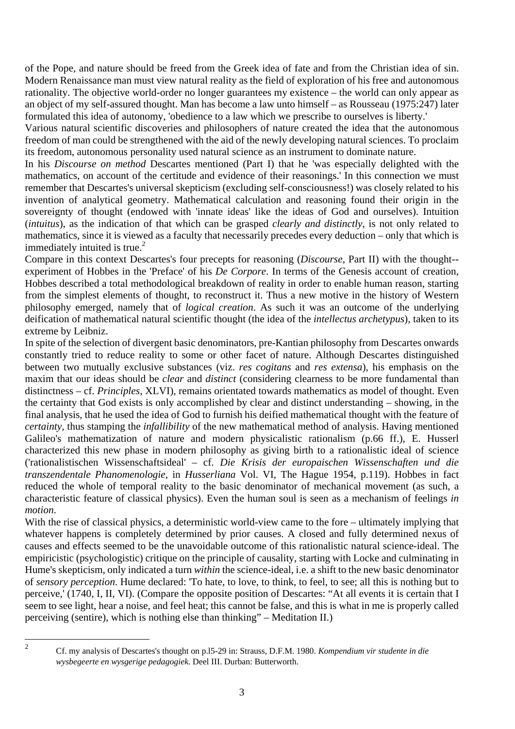of the Pope, and nature should be freed from the Greek idea of fate and from the Christian idea of sin. Modern Renaissance man must view natural reality as the field of exploration of his free and autonomous rationality. The objective world-order no longer guarantees my existence – the world can only appear as an object of my self-assured thought. Man has become a law unto himself – as Rousseau (1975:247) later formulated this idea of autonomy, 'obedience to a law which we prescribe to ourselves is liberty.'

Various natural scientific discoveries and philosophers of nature created the idea that the autonomous freedom of man could be strengthened with the aid of the newly developing natural sciences. To proclaim its freedom, autonomous personality used natural science as an instrument to dominate nature.

In his *Discourse on method* Descartes mentioned (Part I) that he 'was especially delighted with the mathematics, on account of the certitude and evidence of their reasonings.' In this connection we must remember that Descartes's universal skepticism (excluding self-consciousness!) was closely related to his invention of analytical geometry. Mathematical calculation and reasoning found their origin in the sovereignty of thought (endowed with 'innate ideas' like the ideas of God and ourselves). Intuition (*intuitus*), as the indication of that which can be grasped *clearly and distinctly*, is not only related to mathematics, since it is viewed as a faculty that necessarily precedes every deduction – only that which is immediately intuited is true.[2]

Compare in this context Descartes's four precepts for reasoning (*Discourse*, Part II) with the thought--experiment of Hobbes in the 'Preface' of his *De Corpore*. In terms of the Genesis account of creation, Hobbes described a total methodological breakdown of reality in order to enable human reason, starting from the simplest elements of thought, to reconstruct it. Thus a new motive in the history of Western philosophy emerged, namely that of *logical creation*. As such it was an outcome of the underlying deification of mathematical natural scientific thought (the idea of the *intellectus archetypus*), taken to its extreme by Leibniz.

In spite of the selection of divergent basic denominators, pre-Kantian philosophy from Descartes onwards constantly tried to reduce reality to some or other facet of nature. Although Descartes distinguished between two mutually exclusive substances (viz. *res cogitans* and *res extensa*), his emphasis on the maxim that our ideas should be *clear* and *distinct* (considering clearness to be more fundamental than distinctness – cf. *Principles*, XLVI), remains orientated towards mathematics as model of thought. Even the certainty that God exists is only accomplished by clear and distinct understanding – showing, in the final analysis, that he used the idea of God to furnish his deified mathematical thought with the feature of *certainty*, thus stamping the *infallibility* of the new mathematical method of analysis. Having mentioned Galileo's mathematization of nature and modern physicalistic rationalism (p.66 ff.), E. Husserl characterized this new phase in modern philosophy as giving birth to a rationalistic ideal of science ('rationalistischen Wissenschaftsideal' – cf. *Die Krisis der europaischen Wissenschaften und die transzendentale Phanomenologie*, in *Husserliana* Vol. VI, The Hague 1954, p.119). Hobbes in fact reduced the whole of temporal reality to the basic denominator of mechanical movement (as such, a characteristic feature of classical physics). Even the human soul is seen as a mechanism of feelings *in motion*.

With the rise of classical physics, a deterministic world-view came to the fore – ultimately implying that whatever happens is completely determined by prior causes. A closed and fully determined nexus of causes and effects seemed to be the unavoidable outcome of this rationalistic natural science-ideal. The empiricistic (psychologistic) critique on the principle of causality, starting with Locke and culminating in Hume's skepticism, only indicated a turn *within* the science-ideal, i.e. a shift to the new basic denominator of *sensory perception*. Hume declared: 'To hate, to love, to think, to feel, to see; all this is nothing but to perceive,' (1740, I, II, VI). (Compare the opposite position of Descartes: "At all events it is certain that I seem to see light, hear a noise, and feel heat; this cannot be false, and this is what in me is properly called perceiving (sentire), which is nothing else than thinking" – Meditation II.)

---

[2] Cf. my analysis of Descartes's thought on p.l5-29 in: Strauss, D.F.M. 1980. *Kompendium vir studente in die wysbegeerte en wysgerige pedagogiek*. Deel III. Durban: Butterworth.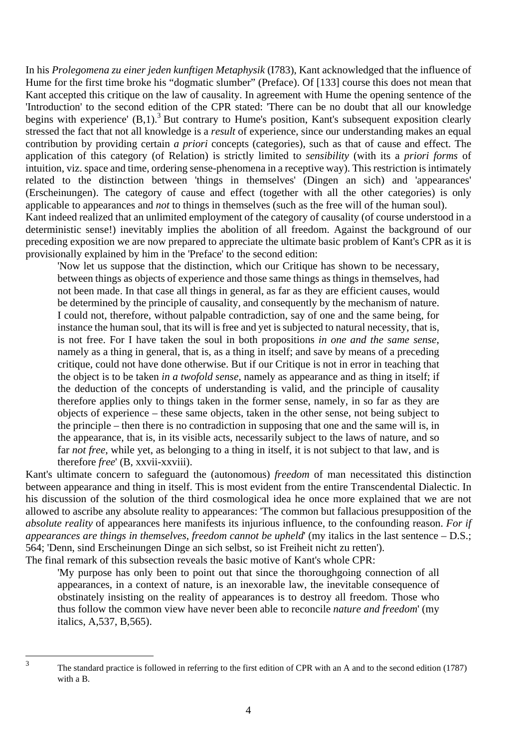In his *Prolegomena zu einer jeden kunftigen Metaphysik* (I783), Kant acknowledged that the influence of Hume for the first time broke his "dogmatic slumber" (Preface). Of [133] course this does not mean that Kant accepted this critique on the law of causality. In agreement with Hume the opening sentence of the 'Introduction' to the second edition of the CPR stated: 'There can be no doubt that all our knowledge begins with experience' (B,1).[3] But contrary to Hume's position, Kant's subsequent exposition clearly stressed the fact that not all knowledge is a *result* of experience, since our understanding makes an equal contribution by providing certain *a priori* concepts (categories), such as that of cause and effect. The application of this category (of Relation) is strictly limited to *sensibility* (with its a *priori forms* of intuition, viz. space and time, ordering sense-phenomena in a receptive way). This restriction is intimately related to the distinction between 'things in themselves' (Dingen an sich) and 'appearances' (Erscheinungen). The category of cause and effect (together with all the other categories) is only applicable to appearances and *not* to things in themselves (such as the free will of the human soul).

Kant indeed realized that an unlimited employment of the category of causality (of course understood in a deterministic sense!) inevitably implies the abolition of all freedom. Against the background of our preceding exposition we are now prepared to appreciate the ultimate basic problem of Kant's CPR as it is provisionally explained by him in the 'Preface' to the second edition:

> 'Now let us suppose that the distinction, which our Critique has shown to be necessary, between things as objects of experience and those same things as things in themselves, had not been made. In that case all things in general, as far as they are efficient causes, would be determined by the principle of causality, and consequently by the mechanism of nature. I could not, therefore, without palpable contradiction, say of one and the same being, for instance the human soul, that its will is free and yet is subjected to natural necessity, that is, is not free. For I have taken the soul in both propositions *in one and the same sense*, namely as a thing in general, that is, as a thing in itself; and save by means of a preceding critique, could not have done otherwise. But if our Critique is not in error in teaching that the object is to be taken *in a twofold sense*, namely as appearance and as thing in itself; if the deduction of the concepts of understanding is valid, and the principle of causality therefore applies only to things taken in the former sense, namely, in so far as they are objects of experience – these same objects, taken in the other sense, not being subject to the principle – then there is no contradiction in supposing that one and the same will is, in the appearance, that is, in its visible acts, necessarily subject to the laws of nature, and so far *not free*, while yet, as belonging to a thing in itself, it is not subject to that law, and is therefore *free*' (B, xxvii-xxviii).

Kant's ultimate concern to safeguard the (autonomous) *freedom* of man necessitated this distinction between appearance and thing in itself. This is most evident from the entire Transcendental Dialectic. In his discussion of the solution of the third cosmological idea he once more explained that we are not allowed to ascribe any absolute reality to appearances: 'The common but fallacious presupposition of the *absolute reality* of appearances here manifests its injurious influence, to the confounding reason. *For if appearances are things in themselves, freedom cannot be upheld*' (my italics in the last sentence – D.S.; 564; 'Denn, sind Erscheinungen Dinge an sich selbst, so ist Freiheit nicht zu retten').

The final remark of this subsection reveals the basic motive of Kant's whole CPR:

> 'My purpose has only been to point out that since the thoroughgoing connection of all appearances, in a context of nature, is an inexorable law, the inevitable consequence of obstinately insisting on the reality of appearances is to destroy all freedom. Those who thus follow the common view have never been able to reconcile *nature and freedom*' (my italics, A,537, B,565).

---

[3] The standard practice is followed in referring to the first edition of CPR with an A and to the second edition (1787) with a B.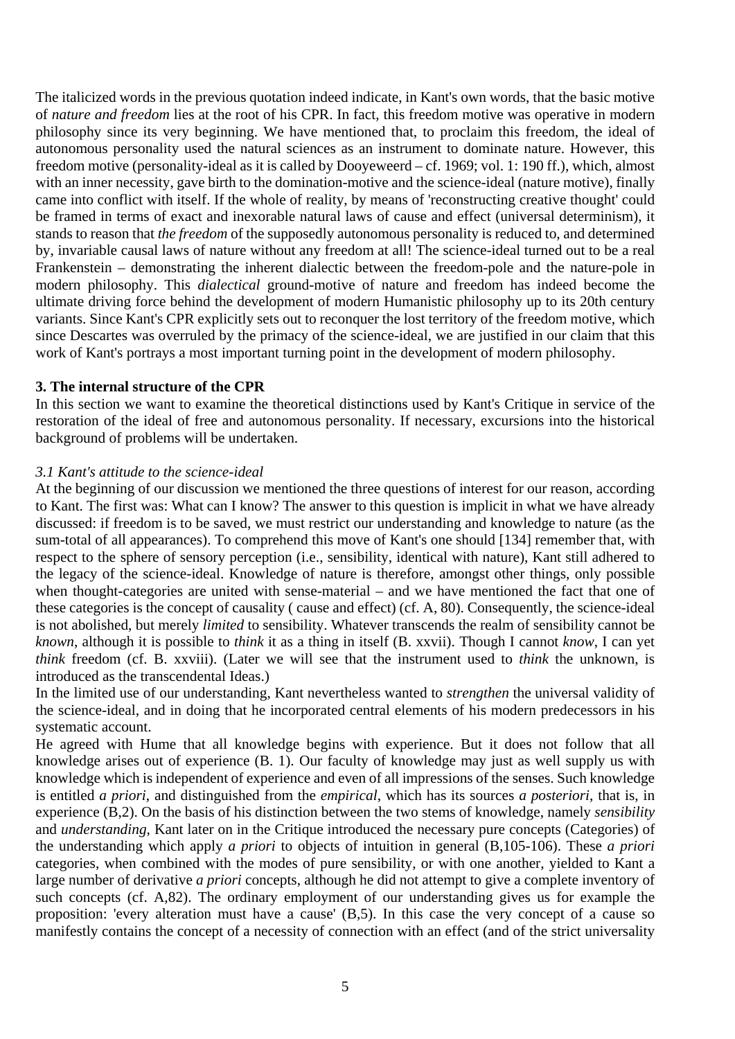The italicized words in the previous quotation indeed indicate, in Kant's own words, that the basic motive of *nature and freedom* lies at the root of his CPR. In fact, this freedom motive was operative in modern philosophy since its very beginning. We have mentioned that, to proclaim this freedom, the ideal of autonomous personality used the natural sciences as an instrument to dominate nature. However, this freedom motive (personality-ideal as it is called by Dooyeweerd – cf. 1969; vol. 1: 190 ff.), which, almost with an inner necessity, gave birth to the domination-motive and the science-ideal (nature motive), finally came into conflict with itself. If the whole of reality, by means of 'reconstructing creative thought' could be framed in terms of exact and inexorable natural laws of cause and effect (universal determinism), it stands to reason that *the freedom* of the supposedly autonomous personality is reduced to, and determined by, invariable causal laws of nature without any freedom at all! The science-ideal turned out to be a real Frankenstein – demonstrating the inherent dialectic between the freedom-pole and the nature-pole in modern philosophy. This *dialectical* ground-motive of nature and freedom has indeed become the ultimate driving force behind the development of modern Humanistic philosophy up to its 20th century variants. Since Kant's CPR explicitly sets out to reconquer the lost territory of the freedom motive, which since Descartes was overruled by the primacy of the science-ideal, we are justified in our claim that this work of Kant's portrays a most important turning point in the development of modern philosophy.

**3. The internal structure of the CPR**

In this section we want to examine the theoretical distinctions used by Kant's Critique in service of the restoration of the ideal of free and autonomous personality. If necessary, excursions into the historical background of problems will be undertaken.

*3.1 Kant's attitude to the science-ideal*

At the beginning of our discussion we mentioned the three questions of interest for our reason, according to Kant. The first was: What can I know? The answer to this question is implicit in what we have already discussed: if freedom is to be saved, we must restrict our understanding and knowledge to nature (as the sum-total of all appearances). To comprehend this move of Kant's one should [134] remember that, with respect to the sphere of sensory perception (i.e., sensibility, identical with nature), Kant still adhered to the legacy of the science-ideal. Knowledge of nature is therefore, amongst other things, only possible when thought-categories are united with sense-material – and we have mentioned the fact that one of these categories is the concept of causality ( cause and effect) (cf. A, 80). Consequently, the science-ideal is not abolished, but merely *limited* to sensibility. Whatever transcends the realm of sensibility cannot be *known*, although it is possible to *think* it as a thing in itself (B. xxvii). Though I cannot *know*, I can yet *think* freedom (cf. B. xxviii). (Later we will see that the instrument used to *think* the unknown, is introduced as the transcendental Ideas.)

In the limited use of our understanding, Kant nevertheless wanted to *strengthen* the universal validity of the science-ideal, and in doing that he incorporated central elements of his modern predecessors in his systematic account.

He agreed with Hume that all knowledge begins with experience. But it does not follow that all knowledge arises out of experience (B. 1). Our faculty of knowledge may just as well supply us with knowledge which is independent of experience and even of all impressions of the senses. Such knowledge is entitled *a priori*, and distinguished from the *empirical*, which has its sources *a posteriori*, that is, in experience (B,2). On the basis of his distinction between the two stems of knowledge, namely *sensibility* and *understanding*, Kant later on in the Critique introduced the necessary pure concepts (Categories) of the understanding which apply *a priori* to objects of intuition in general (B,105-106). These *a priori* categories, when combined with the modes of pure sensibility, or with one another, yielded to Kant a large number of derivative *a priori* concepts, although he did not attempt to give a complete inventory of such concepts (cf. A,82). The ordinary employment of our understanding gives us for example the proposition: 'every alteration must have a cause' (B,5). In this case the very concept of a cause so manifestly contains the concept of a necessity of connection with an effect (and of the strict universality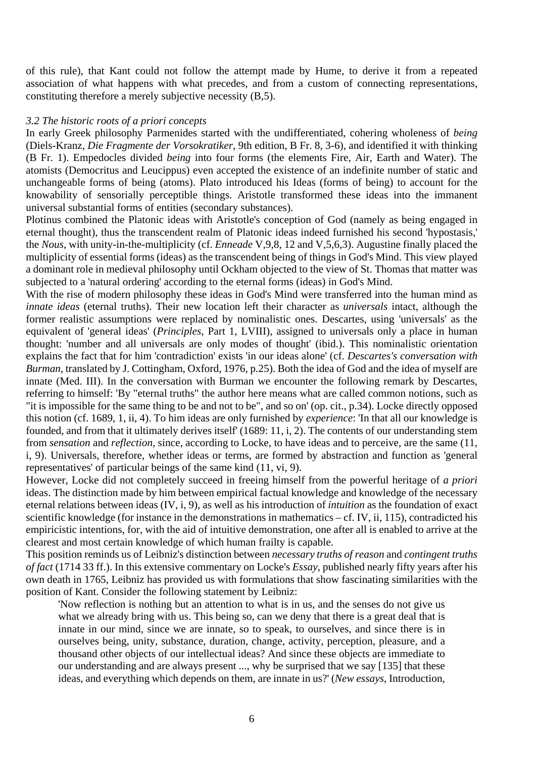of this rule), that Kant could not follow the attempt made by Hume, to derive it from a repeated association of what happens with what precedes, and from a custom of connecting representations, constituting therefore a merely subjective necessity (B,5).

### *3.2 The historic roots of a priori concepts*

In early Greek philosophy Parmenides started with the undifferentiated, cohering wholeness of *being* (Diels-Kranz, *Die Fragmente der Vorsokratiker*, 9th edition, B Fr. 8, 3-6), and identified it with thinking (B Fr. 1). Empedocles divided *being* into four forms (the elements Fire, Air, Earth and Water). The atomists (Democritus and Leucippus) even accepted the existence of an indefinite number of static and unchangeable forms of being (atoms). Plato introduced his Ideas (forms of being) to account for the knowability of sensorially perceptible things. Aristotle transformed these ideas into the immanent universal substantial forms of entities (secondary substances).

Plotinus combined the Platonic ideas with Aristotle's conception of God (namely as being engaged in eternal thought), thus the transcendent realm of Platonic ideas indeed furnished his second 'hypostasis,' the *Nous*, with unity-in-the-multiplicity (cf. *Enneade* V,9,8, 12 and V,5,6,3). Augustine finally placed the multiplicity of essential forms (ideas) as the transcendent being of things in God's Mind. This view played a dominant role in medieval philosophy until Ockham objected to the view of St. Thomas that matter was subjected to a 'natural ordering' according to the eternal forms (ideas) in God's Mind.

With the rise of modern philosophy these ideas in God's Mind were transferred into the human mind as *innate ideas* (eternal truths). Their new location left their character as *universals* intact, although the former realistic assumptions were replaced by nominalistic ones. Descartes, using 'universals' as the equivalent of 'general ideas' (*Principles*, Part 1, LVIII), assigned to universals only a place in human thought: 'number and all universals are only modes of thought' (ibid.). This nominalistic orientation explains the fact that for him 'contradiction' exists 'in our ideas alone' (cf. *Descartes's conversation with Burman*, translated by J. Cottingham, Oxford, 1976, p.25). Both the idea of God and the idea of myself are innate (Med. III). In the conversation with Burman we encounter the following remark by Descartes, referring to himself: 'By "eternal truths" the author here means what are called common notions, such as "it is impossible for the same thing to be and not to be", and so on' (op. cit., p.34). Locke directly opposed this notion (cf. 1689, 1, ii, 4). To him ideas are only furnished by *experience*: 'In that all our knowledge is founded, and from that it ultimately derives itself' (1689: 11, i, 2). The contents of our understanding stem from *sensation* and *reflection*, since, according to Locke, to have ideas and to perceive, are the same (11, i, 9). Universals, therefore, whether ideas or terms, are formed by abstraction and function as 'general representatives' of particular beings of the same kind (11, vi, 9).

However, Locke did not completely succeed in freeing himself from the powerful heritage of *a priori* ideas. The distinction made by him between empirical factual knowledge and knowledge of the necessary eternal relations between ideas (IV, i, 9), as well as his introduction of *intuition* as the foundation of exact scientific knowledge (for instance in the demonstrations in mathematics – cf. IV, ii, 115), contradicted his empiricistic intentions, for, with the aid of intuitive demonstration, one after all is enabled to arrive at the clearest and most certain knowledge of which human frailty is capable.

This position reminds us of Leibniz's distinction between *necessary truths of reason* and *contingent truths of fact* (1714 33 ff.). In this extensive commentary on Locke's *Essay*, published nearly fifty years after his own death in 1765, Leibniz has provided us with formulations that show fascinating similarities with the position of Kant. Consider the following statement by Leibniz:

> 'Now reflection is nothing but an attention to what is in us, and the senses do not give us what we already bring with us. This being so, can we deny that there is a great deal that is innate in our mind, since we are innate, so to speak, to ourselves, and since there is in ourselves being, unity, substance, duration, change, activity, perception, pleasure, and a thousand other objects of our intellectual ideas? And since these objects are immediate to our understanding and are always present ..., why be surprised that we say [135] that these ideas, and everything which depends on them, are innate in us?' (*New essays*, Introduction,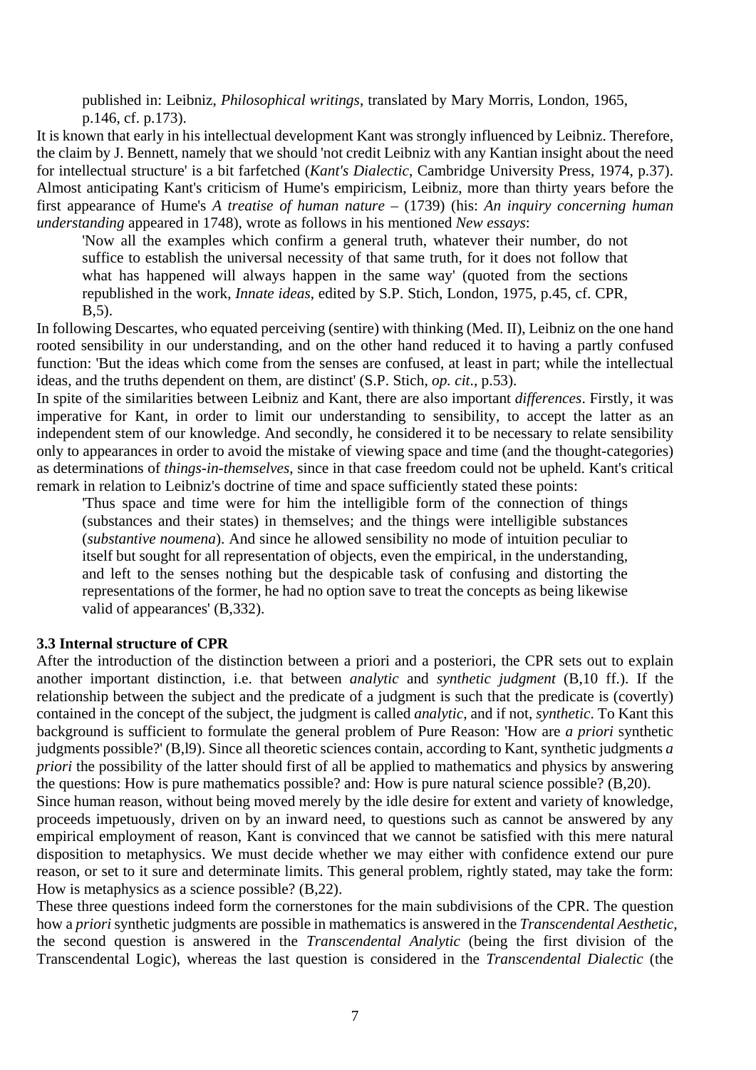published in: Leibniz, *Philosophical writings*, translated by Mary Morris, London, 1965, p.146, cf. p.173).

It is known that early in his intellectual development Kant was strongly influenced by Leibniz. Therefore, the claim by J. Bennett, namely that we should 'not credit Leibniz with any Kantian insight about the need for intellectual structure' is a bit farfetched (*Kant's Dialectic*, Cambridge University Press, 1974, p.37). Almost anticipating Kant's criticism of Hume's empiricism, Leibniz, more than thirty years before the first appearance of Hume's *A treatise of human nature* – (1739) (his: *An inquiry concerning human understanding* appeared in 1748), wrote as follows in his mentioned *New essays*:

> 'Now all the examples which confirm a general truth, whatever their number, do not suffice to establish the universal necessity of that same truth, for it does not follow that what has happened will always happen in the same way' (quoted from the sections republished in the work, *Innate ideas*, edited by S.P. Stich, London, 1975, p.45, cf. CPR, B,5).

In following Descartes, who equated perceiving (sentire) with thinking (Med. II), Leibniz on the one hand rooted sensibility in our understanding, and on the other hand reduced it to having a partly confused function: 'But the ideas which come from the senses are confused, at least in part; while the intellectual ideas, and the truths dependent on them, are distinct' (S.P. Stich, *op. cit*., p.53).

In spite of the similarities between Leibniz and Kant, there are also important *differences*. Firstly, it was imperative for Kant, in order to limit our understanding to sensibility, to accept the latter as an independent stem of our knowledge. And secondly, he considered it to be necessary to relate sensibility only to appearances in order to avoid the mistake of viewing space and time (and the thought-categories) as determinations of *things-in-themselves*, since in that case freedom could not be upheld. Kant's critical remark in relation to Leibniz's doctrine of time and space sufficiently stated these points:

> 'Thus space and time were for him the intelligible form of the connection of things (substances and their states) in themselves; and the things were intelligible substances (*substantive noumena*). And since he allowed sensibility no mode of intuition peculiar to itself but sought for all representation of objects, even the empirical, in the understanding, and left to the senses nothing but the despicable task of confusing and distorting the representations of the former, he had no option save to treat the concepts as being likewise valid of appearances' (B,332).

**3.3 Internal structure of CPR**

After the introduction of the distinction between a priori and a posteriori, the CPR sets out to explain another important distinction, i.e. that between *analytic* and *synthetic judgment* (B,10 ff.). If the relationship between the subject and the predicate of a judgment is such that the predicate is (covertly) contained in the concept of the subject, the judgment is called *analytic*, and if not, *synthetic*. To Kant this background is sufficient to formulate the general problem of Pure Reason: 'How are *a priori* synthetic judgments possible?' (B,19). Since all theoretic sciences contain, according to Kant, synthetic judgments *a priori* the possibility of the latter should first of all be applied to mathematics and physics by answering the questions: How is pure mathematics possible? and: How is pure natural science possible? (B,20).

Since human reason, without being moved merely by the idle desire for extent and variety of knowledge, proceeds impetuously, driven on by an inward need, to questions such as cannot be answered by any empirical employment of reason, Kant is convinced that we cannot be satisfied with this mere natural disposition to metaphysics. We must decide whether we may either with confidence extend our pure reason, or set to it sure and determinate limits. This general problem, rightly stated, may take the form: How is metaphysics as a science possible? (B,22).

These three questions indeed form the cornerstones for the main subdivisions of the CPR. The question how a *priori* synthetic judgments are possible in mathematics is answered in the *Transcendental Aesthetic*, the second question is answered in the *Transcendental Analytic* (being the first division of the Transcendental Logic), whereas the last question is considered in the *Transcendental Dialectic* (the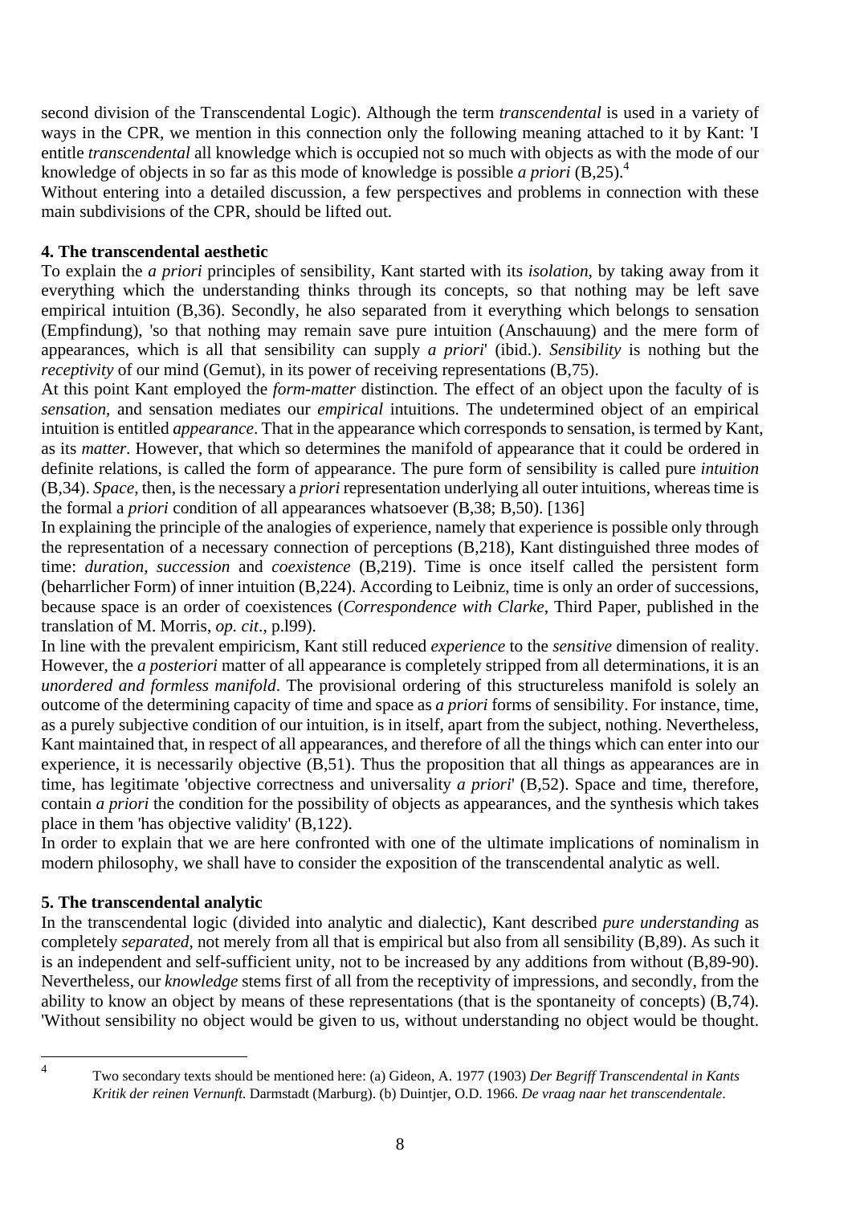second division of the Transcendental Logic). Although the term *transcendental* is used in a variety of ways in the CPR, we mention in this connection only the following meaning attached to it by Kant: 'I entitle *transcendental* all knowledge which is occupied not so much with objects as with the mode of our knowledge of objects in so far as this mode of knowledge is possible *a priori* (B,25).[4]

Without entering into a detailed discussion, a few perspectives and problems in connection with these main subdivisions of the CPR, should be lifted out.

**4. The transcendental aesthetic**

To explain the *a priori* principles of sensibility, Kant started with its *isolation*, by taking away from it everything which the understanding thinks through its concepts, so that nothing may be left save empirical intuition (B,36). Secondly, he also separated from it everything which belongs to sensation (Empfindung), 'so that nothing may remain save pure intuition (Anschauung) and the mere form of appearances, which is all that sensibility can supply *a priori*' (ibid.). *Sensibility* is nothing but the *receptivity* of our mind (Gemut), in its power of receiving representations (B,75).

At this point Kant employed the *form-matter* distinction. The effect of an object upon the faculty of is *sensation*, and sensation mediates our *empirical* intuitions. The undetermined object of an empirical intuition is entitled *appearance*. That in the appearance which corresponds to sensation, is termed by Kant, as its *matter*. However, that which so determines the manifold of appearance that it could be ordered in definite relations, is called the form of appearance. The pure form of sensibility is called pure *intuition* (B,34). *Space*, then, is the necessary a *priori* representation underlying all outer intuitions, whereas time is the formal a *priori* condition of all appearances whatsoever (B,38; B,50). [136]

In explaining the principle of the analogies of experience, namely that experience is possible only through the representation of a necessary connection of perceptions (B,218), Kant distinguished three modes of time: *duration, succession* and *coexistence* (B,219). Time is once itself called the persistent form (beharrlicher Form) of inner intuition (B,224). According to Leibniz, time is only an order of successions, because space is an order of coexistences (*Correspondence with Clarke*, Third Paper, published in the translation of M. Morris, *op. cit*., p.l99).

In line with the prevalent empiricism, Kant still reduced *experience* to the *sensitive* dimension of reality. However, the *a posteriori* matter of all appearance is completely stripped from all determinations, it is an *unordered and formless manifold*. The provisional ordering of this structureless manifold is solely an outcome of the determining capacity of time and space as *a priori* forms of sensibility. For instance, time, as a purely subjective condition of our intuition, is in itself, apart from the subject, nothing. Nevertheless, Kant maintained that, in respect of all appearances, and therefore of all the things which can enter into our experience, it is necessarily objective (B,51). Thus the proposition that all things as appearances are in time, has legitimate 'objective correctness and universality *a priori*' (B,52). Space and time, therefore, contain *a priori* the condition for the possibility of objects as appearances, and the synthesis which takes place in them 'has objective validity' (B,122).

In order to explain that we are here confronted with one of the ultimate implications of nominalism in modern philosophy, we shall have to consider the exposition of the transcendental analytic as well.

**5. The transcendental analytic**

In the transcendental logic (divided into analytic and dialectic), Kant described *pure understanding* as completely *separated*, not merely from all that is empirical but also from all sensibility (B,89). As such it is an independent and self-sufficient unity, not to be increased by any additions from without (B,89-90). Nevertheless, our *knowledge* stems first of all from the receptivity of impressions, and secondly, from the ability to know an object by means of these representations (that is the spontaneity of concepts) (B,74). 'Without sensibility no object would be given to us, without understanding no object would be thought.

---

[4] Two secondary texts should be mentioned here: (a) Gideon, A. 1977 (1903) *Der Begriff Transcendental in Kants Kritik der reinen Vernunft.* Darmstadt (Marburg). (b) Duintjer, O.D. 1966. *De vraag naar het transcendentale*.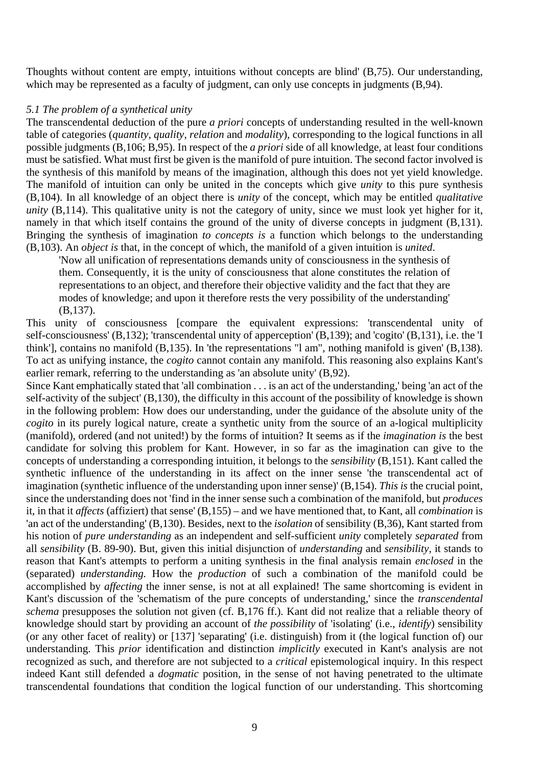Thoughts without content are empty, intuitions without concepts are blind' (B,75). Our understanding, which may be represented as a faculty of judgment, can only use concepts in judgments (B,94).

*5.1 The problem of a synthetical unity*

The transcendental deduction of the pure *a priori* concepts of understanding resulted in the well-known table of categories (*quantity*, *quality*, *relation* and *modality*), corresponding to the logical functions in all possible judgments (B,106; B,95). In respect of the *a priori* side of all knowledge, at least four conditions must be satisfied. What must first be given is the manifold of pure intuition. The second factor involved is the synthesis of this manifold by means of the imagination, although this does not yet yield knowledge. The manifold of intuition can only be united in the concepts which give *unity* to this pure synthesis (B,104). In all knowledge of an object there is *unity* of the concept, which may be entitled *qualitative unity* (B,114). This qualitative unity is not the category of unity, since we must look yet higher for it, namely in that which itself contains the ground of the unity of diverse concepts in judgment (B,131). Bringing the synthesis of imagination *to concepts is* a function which belongs to the understanding (B,103). An *object is* that, in the concept of which, the manifold of a given intuition is *united*.

> 'Now all unification of representations demands unity of consciousness in the synthesis of them. Consequently, it is the unity of consciousness that alone constitutes the relation of representations to an object, and therefore their objective validity and the fact that they are modes of knowledge; and upon it therefore rests the very possibility of the understanding' (B,137).

This unity of consciousness [compare the equivalent expressions: 'transcendental unity of self-consciousness' (B,132); 'transcendental unity of apperception' (B,139); and 'cogito' (B,131), i.e. the 'I think'], contains no manifold (B,135). In 'the representations "l am", nothing manifold is given' (B,138). To act as unifying instance, the *cogito* cannot contain any manifold. This reasoning also explains Kant's earlier remark, referring to the understanding as 'an absolute unity' (B,92).

Since Kant emphatically stated that 'all combination . . . is an act of the understanding,' being 'an act of the self-activity of the subject' (B,130), the difficulty in this account of the possibility of knowledge is shown in the following problem: How does our understanding, under the guidance of the absolute unity of the *cogito* in its purely logical nature, create a synthetic unity from the source of an a-logical multiplicity (manifold), ordered (and not united!) by the forms of intuition? It seems as if the *imagination is* the best candidate for solving this problem for Kant. However, in so far as the imagination can give to the concepts of understanding a corresponding intuition, it belongs to the *sensibility* (B,151). Kant called the synthetic influence of the understanding in its affect on the inner sense 'the transcendental act of imagination (synthetic influence of the understanding upon inner sense)' (B,154). *This is* the crucial point, since the understanding does not 'find in the inner sense such a combination of the manifold, but *produces* it, in that it *affects* (affiziert) that sense' (B,155) – and we have mentioned that, to Kant, all *combination* is 'an act of the understanding' (B,130). Besides, next to the *isolation* of sensibility (B,36), Kant started from his notion of *pure understanding* as an independent and self-sufficient *unity* completely *separated* from all *sensibility* (B. 89-90). But, given this initial disjunction of *understanding* and *sensibility*, it stands to reason that Kant's attempts to perform a uniting synthesis in the final analysis remain *enclosed* in the (separated) *understanding.* How the *production* of such a combination of the manifold could be accomplished by *affecting* the inner sense, is not at all explained! The same shortcoming is evident in Kant's discussion of the 'schematism of the pure concepts of understanding,' since the *transcendental schema* presupposes the solution not given (cf. B,176 ff.). Kant did not realize that a reliable theory of knowledge should start by providing an account of *the possibility* of 'isolating' (i.e., *identify*) sensibility (or any other facet of reality) or [137] 'separating' (i.e. distinguish) from it (the logical function of) our understanding. This *prior* identification and distinction *implicitly* executed in Kant's analysis are not recognized as such, and therefore are not subjected to a *critical* epistemological inquiry. In this respect indeed Kant still defended a *dogmatic* position, in the sense of not having penetrated to the ultimate transcendental foundations that condition the logical function of our understanding. This shortcoming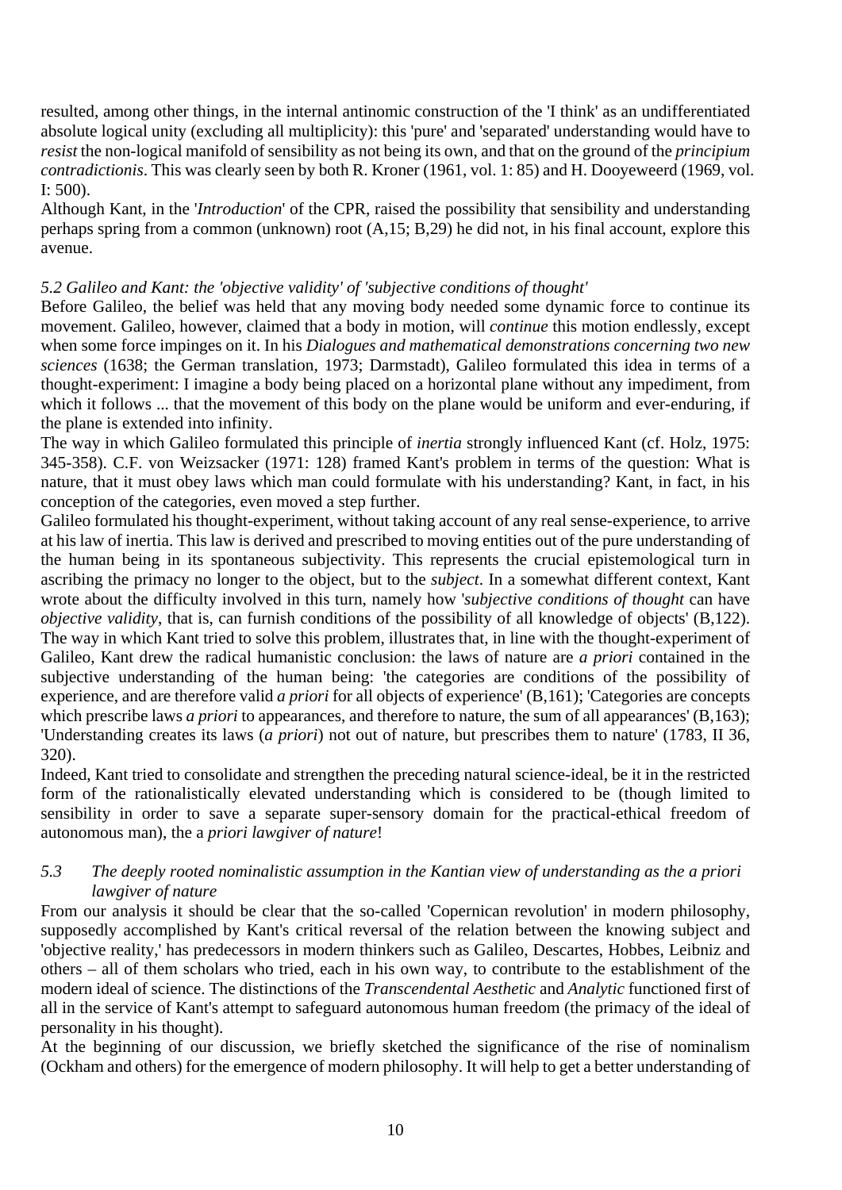resulted, among other things, in the internal antinomic construction of the 'I think' as an undifferentiated absolute logical unity (excluding all multiplicity): this 'pure' and 'separated' understanding would have to *resist* the non-logical manifold of sensibility as not being its own, and that on the ground of the *principium contradictionis*. This was clearly seen by both R. Kroner (1961, vol. 1: 85) and H. Dooyeweerd (1969, vol. I: 500).

Although Kant, in the '*Introduction*' of the CPR, raised the possibility that sensibility and understanding perhaps spring from a common (unknown) root (A,15; B,29) he did not, in his final account, explore this avenue.

### *5.2 Galileo and Kant: the 'objective validity' of 'subjective conditions of thought'*

Before Galileo, the belief was held that any moving body needed some dynamic force to continue its movement. Galileo, however, claimed that a body in motion, will *continue* this motion endlessly, except when some force impinges on it. In his *Dialogues and mathematical demonstrations concerning two new sciences* (1638; the German translation, 1973; Darmstadt), Galileo formulated this idea in terms of a thought-experiment: I imagine a body being placed on a horizontal plane without any impediment, from which it follows ... that the movement of this body on the plane would be uniform and ever-enduring, if the plane is extended into infinity.

The way in which Galileo formulated this principle of *inertia* strongly influenced Kant (cf. Holz, 1975: 345-358). C.F. von Weizsacker (1971: 128) framed Kant's problem in terms of the question: What is nature, that it must obey laws which man could formulate with his understanding? Kant, in fact, in his conception of the categories, even moved a step further.

Galileo formulated his thought-experiment, without taking account of any real sense-experience, to arrive at his law of inertia. This law is derived and prescribed to moving entities out of the pure understanding of the human being in its spontaneous subjectivity. This represents the crucial epistemological turn in ascribing the primacy no longer to the object, but to the *subject*. In a somewhat different context, Kant wrote about the difficulty involved in this turn, namely how '*subjective conditions of thought* can have *objective validity*, that is, can furnish conditions of the possibility of all knowledge of objects' (B,122). The way in which Kant tried to solve this problem, illustrates that, in line with the thought-experiment of Galileo, Kant drew the radical humanistic conclusion: the laws of nature are *a priori* contained in the subjective understanding of the human being: 'the categories are conditions of the possibility of experience, and are therefore valid *a priori* for all objects of experience' (B,161); 'Categories are concepts which prescribe laws *a priori* to appearances, and therefore to nature, the sum of all appearances' (B,163); 'Understanding creates its laws (*a priori*) not out of nature, but prescribes them to nature' (1783, II 36, 320).

Indeed, Kant tried to consolidate and strengthen the preceding natural science-ideal, be it in the restricted form of the rationalistically elevated understanding which is considered to be (though limited to sensibility in order to save a separate super-sensory domain for the practical-ethical freedom of autonomous man), the a *priori lawgiver of nature*!

### *5.3 The deeply rooted nominalistic assumption in the Kantian view of understanding as the a priori lawgiver of nature*

From our analysis it should be clear that the so-called 'Copernican revolution' in modern philosophy, supposedly accomplished by Kant's critical reversal of the relation between the knowing subject and 'objective reality,' has predecessors in modern thinkers such as Galileo, Descartes, Hobbes, Leibniz and others – all of them scholars who tried, each in his own way, to contribute to the establishment of the modern ideal of science. The distinctions of the *Transcendental Aesthetic* and *Analytic* functioned first of all in the service of Kant's attempt to safeguard autonomous human freedom (the primacy of the ideal of personality in his thought).

At the beginning of our discussion, we briefly sketched the significance of the rise of nominalism (Ockham and others) for the emergence of modern philosophy. It will help to get a better understanding of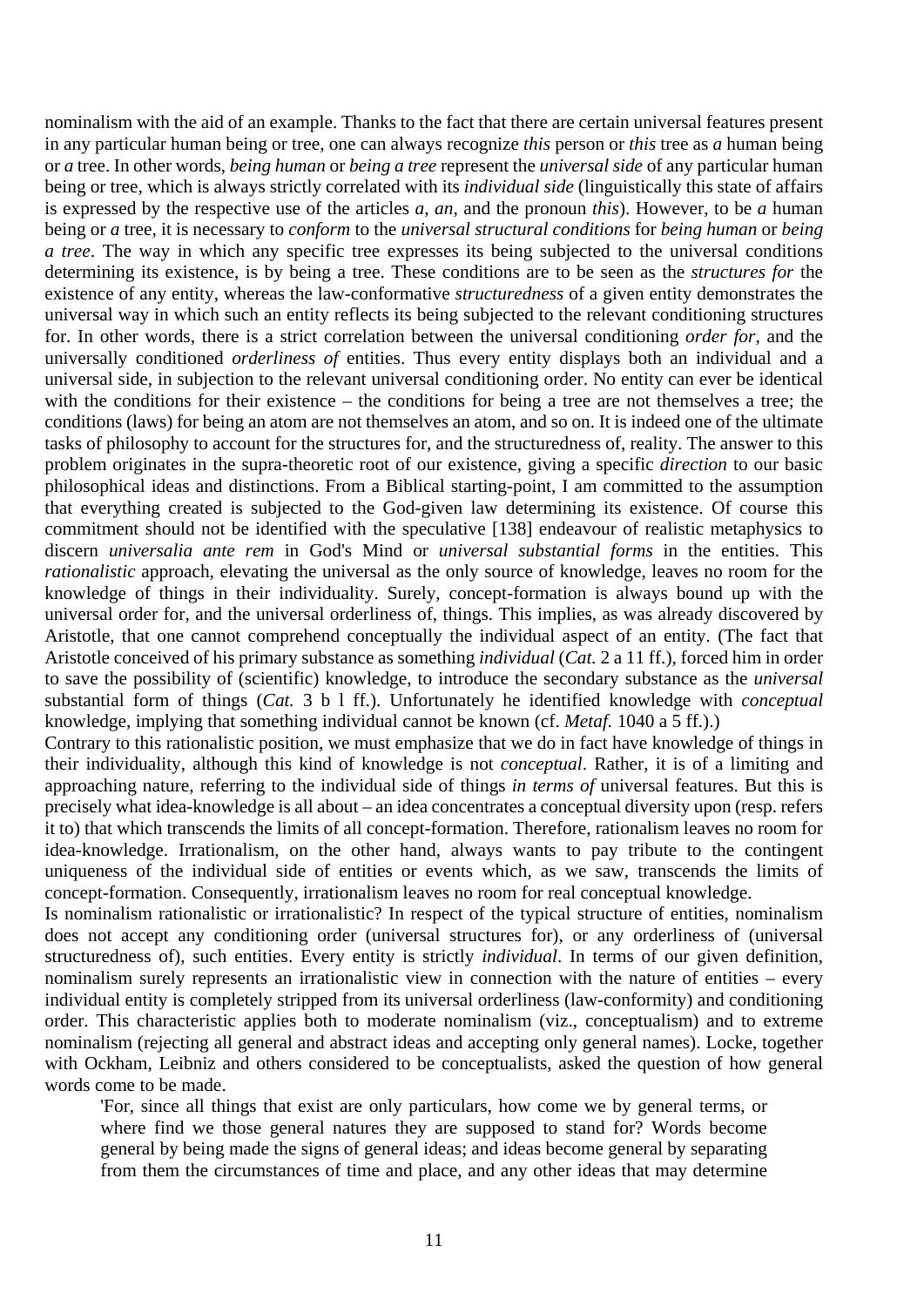nominalism with the aid of an example. Thanks to the fact that there are certain universal features present in any particular human being or tree, one can always recognize *this* person or *this* tree as *a* human being or *a* tree. In other words, *being human* or *being a tree* represent the *universal side* of any particular human being or tree, which is always strictly correlated with its *individual side* (linguistically this state of affairs is expressed by the respective use of the articles *a*, *an*, and the pronoun *this*). However, to be *a* human being or *a* tree, it is necessary to *conform* to the *universal structural conditions* for *being human* or *being a tree*. The way in which any specific tree expresses its being subjected to the universal conditions determining its existence, is by being a tree. These conditions are to be seen as the *structures for* the existence of any entity, whereas the law-conformative *structuredness* of a given entity demonstrates the universal way in which such an entity reflects its being subjected to the relevant conditioning structures for. In other words, there is a strict correlation between the universal conditioning *order for*, and the universally conditioned *orderliness of* entities. Thus every entity displays both an individual and a universal side, in subjection to the relevant universal conditioning order. No entity can ever be identical with the conditions for their existence – the conditions for being a tree are not themselves a tree; the conditions (laws) for being an atom are not themselves an atom, and so on. It is indeed one of the ultimate tasks of philosophy to account for the structures for, and the structuredness of, reality. The answer to this problem originates in the supra-theoretic root of our existence, giving a specific *direction* to our basic philosophical ideas and distinctions. From a Biblical starting-point, I am committed to the assumption that everything created is subjected to the God-given law determining its existence. Of course this commitment should not be identified with the speculative [138] endeavour of realistic metaphysics to discern *universalia ante rem* in God's Mind or *universal substantial forms* in the entities. This *rationalistic* approach, elevating the universal as the only source of knowledge, leaves no room for the knowledge of things in their individuality. Surely, concept-formation is always bound up with the universal order for, and the universal orderliness of, things. This implies, as was already discovered by Aristotle, that one cannot comprehend conceptually the individual aspect of an entity. (The fact that Aristotle conceived of his primary substance as something *individual* (*Cat.* 2 a 11 ff.), forced him in order to save the possibility of (scientific) knowledge, to introduce the secondary substance as the *universal* substantial form of things (*Cat.* 3 b l ff.). Unfortunately he identified knowledge with *conceptual* knowledge, implying that something individual cannot be known (cf. *Metaf.* 1040 a 5 ff.).)

Contrary to this rationalistic position, we must emphasize that we do in fact have knowledge of things in their individuality, although this kind of knowledge is not *conceptual*. Rather, it is of a limiting and approaching nature, referring to the individual side of things *in terms of* universal features. But this is precisely what idea-knowledge is all about – an idea concentrates a conceptual diversity upon (resp. refers it to) that which transcends the limits of all concept-formation. Therefore, rationalism leaves no room for idea-knowledge. Irrationalism, on the other hand, always wants to pay tribute to the contingent uniqueness of the individual side of entities or events which, as we saw, transcends the limits of concept-formation. Consequently, irrationalism leaves no room for real conceptual knowledge.

Is nominalism rationalistic or irrationalistic? In respect of the typical structure of entities, nominalism does not accept any conditioning order (universal structures for), or any orderliness of (universal structuredness of), such entities. Every entity is strictly *individual*. In terms of our given definition, nominalism surely represents an irrationalistic view in connection with the nature of entities – every individual entity is completely stripped from its universal orderliness (law-conformity) and conditioning order. This characteristic applies both to moderate nominalism (viz., conceptualism) and to extreme nominalism (rejecting all general and abstract ideas and accepting only general names). Locke, together with Ockham, Leibniz and others considered to be conceptualists, asked the question of how general words come to be made.

> 'For, since all things that exist are only particulars, how come we by general terms, or where find we those general natures they are supposed to stand for? Words become general by being made the signs of general ideas; and ideas become general by separating from them the circumstances of time and place, and any other ideas that may determine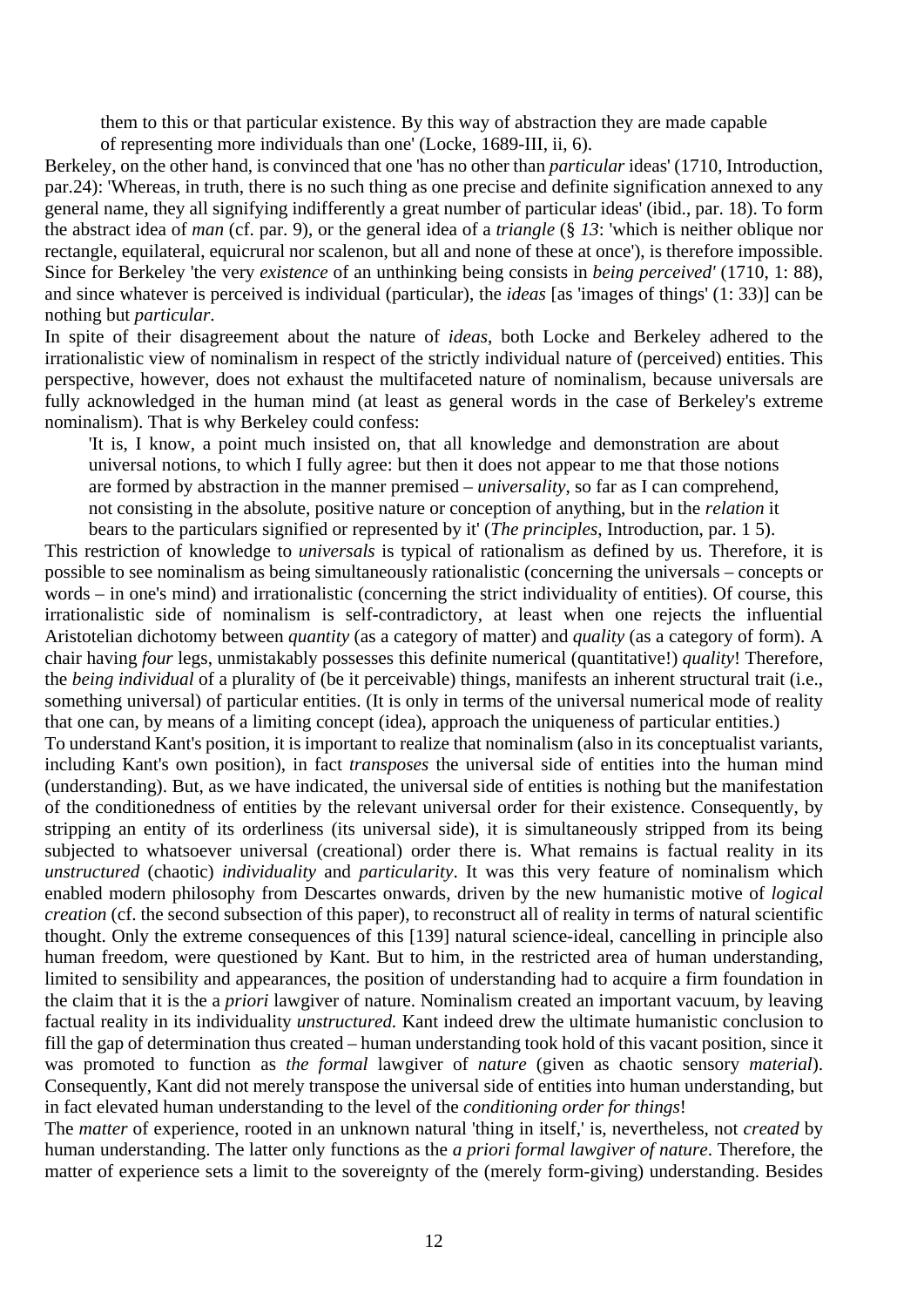them to this or that particular existence. By this way of abstraction they are made capable of representing more individuals than one' (Locke, 1689-III, ii, 6).

Berkeley, on the other hand, is convinced that one 'has no other than *particular* ideas' (1710, Introduction, par.24): 'Whereas, in truth, there is no such thing as one precise and definite signification annexed to any general name, they all signifying indifferently a great number of particular ideas' (ibid., par. 18). To form the abstract idea of *man* (cf. par. 9), or the general idea of a *triangle* (§ *13*: 'which is neither oblique nor rectangle, equilateral, equicrural nor scalenon, but all and none of these at once'), is therefore impossible. Since for Berkeley 'the very *existence* of an unthinking being consists in *being perceived'* (1710, 1: 88), and since whatever is perceived is individual (particular), the *ideas* [as 'images of things' (1: 33)] can be nothing but *particular*.

In spite of their disagreement about the nature of *ideas*, both Locke and Berkeley adhered to the irrationalistic view of nominalism in respect of the strictly individual nature of (perceived) entities. This perspective, however, does not exhaust the multifaceted nature of nominalism, because universals are fully acknowledged in the human mind (at least as general words in the case of Berkeley's extreme nominalism). That is why Berkeley could confess:

> 'It is, I know, a point much insisted on, that all knowledge and demonstration are about universal notions, to which I fully agree: but then it does not appear to me that those notions are formed by abstraction in the manner premised – *universality*, so far as I can comprehend, not consisting in the absolute, positive nature or conception of anything, but in the *relation* it bears to the particulars signified or represented by it' (*The principles*, Introduction, par. 1 5).

This restriction of knowledge to *universals* is typical of rationalism as defined by us. Therefore, it is possible to see nominalism as being simultaneously rationalistic (concerning the universals – concepts or words – in one's mind) and irrationalistic (concerning the strict individuality of entities). Of course, this irrationalistic side of nominalism is self-contradictory, at least when one rejects the influential Aristotelian dichotomy between *quantity* (as a category of matter) and *quality* (as a category of form). A chair having *four* legs, unmistakably possesses this definite numerical (quantitative!) *quality*! Therefore, the *being individual* of a plurality of (be it perceivable) things, manifests an inherent structural trait (i.e., something universal) of particular entities. (It is only in terms of the universal numerical mode of reality that one can, by means of a limiting concept (idea), approach the uniqueness of particular entities.)

To understand Kant's position, it is important to realize that nominalism (also in its conceptualist variants, including Kant's own position), in fact *transposes* the universal side of entities into the human mind (understanding). But, as we have indicated, the universal side of entities is nothing but the manifestation of the conditionedness of entities by the relevant universal order for their existence. Consequently, by stripping an entity of its orderliness (its universal side), it is simultaneously stripped from its being subjected to whatsoever universal (creational) order there is. What remains is factual reality in its *unstructured* (chaotic) *individuality* and *particularity*. It was this very feature of nominalism which enabled modern philosophy from Descartes onwards, driven by the new humanistic motive of *logical creation* (cf. the second subsection of this paper), to reconstruct all of reality in terms of natural scientific thought. Only the extreme consequences of this [139] natural science-ideal, cancelling in principle also human freedom, were questioned by Kant. But to him, in the restricted area of human understanding, limited to sensibility and appearances, the position of understanding had to acquire a firm foundation in the claim that it is the a *priori* lawgiver of nature. Nominalism created an important vacuum, by leaving factual reality in its individuality *unstructured.* Kant indeed drew the ultimate humanistic conclusion to fill the gap of determination thus created – human understanding took hold of this vacant position, since it was promoted to function as *the formal* lawgiver of *nature* (given as chaotic sensory *material*). Consequently, Kant did not merely transpose the universal side of entities into human understanding, but in fact elevated human understanding to the level of the *conditioning order for things*!

The *matter* of experience, rooted in an unknown natural 'thing in itself,' is, nevertheless, not *created* by human understanding. The latter only functions as the *a priori formal lawgiver of nature*. Therefore, the matter of experience sets a limit to the sovereignty of the (merely form-giving) understanding. Besides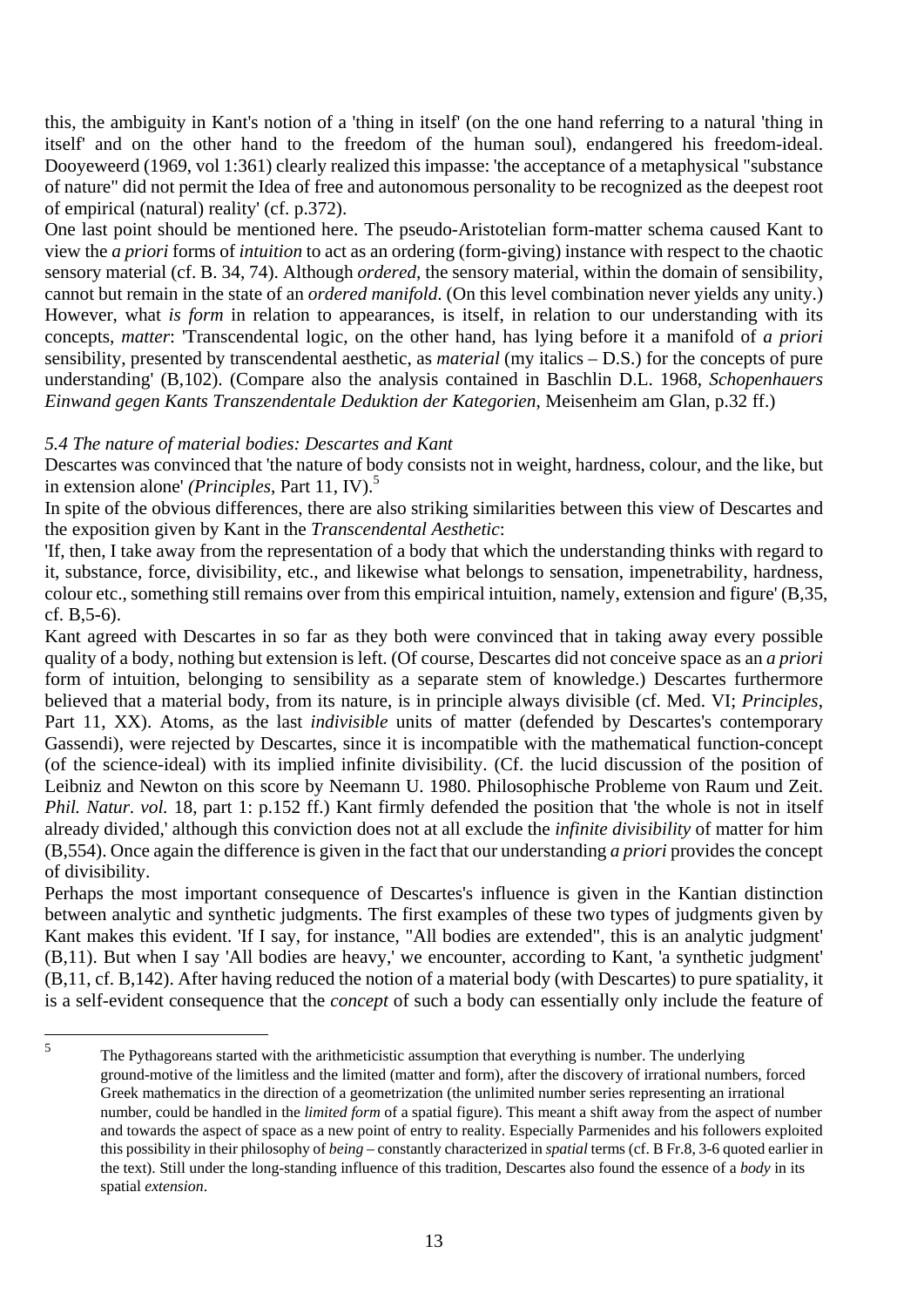this, the ambiguity in Kant's notion of a 'thing in itself' (on the one hand referring to a natural 'thing in itself' and on the other hand to the freedom of the human soul), endangered his freedom-ideal. Dooyeweerd (1969, vol 1:361) clearly realized this impasse: 'the acceptance of a metaphysical "substance of nature" did not permit the Idea of free and autonomous personality to be recognized as the deepest root of empirical (natural) reality' (cf. p.372).

One last point should be mentioned here. The pseudo-Aristotelian form-matter schema caused Kant to view the *a priori* forms of *intuition* to act as an ordering (form-giving) instance with respect to the chaotic sensory material (cf. B. 34, 74). Although *ordered*, the sensory material, within the domain of sensibility, cannot but remain in the state of an *ordered manifold*. (On this level combination never yields any unity.) However, what *is form* in relation to appearances, is itself, in relation to our understanding with its concepts, *matter*: 'Transcendental logic, on the other hand, has lying before it a manifold of *a priori* sensibility, presented by transcendental aesthetic, as *material* (my italics – D.S.) for the concepts of pure understanding' (B,102). (Compare also the analysis contained in Baschlin D.L. 1968, *Schopenhauers Einwand gegen Kants Transzendentale Deduktion der Kategorien*, Meisenheim am Glan, p.32 ff.)

### *5.4 The nature of material bodies: Descartes and Kant*

Descartes was convinced that 'the nature of body consists not in weight, hardness, colour, and the like, but in extension alone' *(Principles*, Part 11, IV).[5]

In spite of the obvious differences, there are also striking similarities between this view of Descartes and the exposition given by Kant in the *Transcendental Aesthetic*:

'If, then, I take away from the representation of a body that which the understanding thinks with regard to it, substance, force, divisibility, etc., and likewise what belongs to sensation, impenetrability, hardness, colour etc., something still remains over from this empirical intuition, namely, extension and figure' (B,35, cf. B,5-6).

Kant agreed with Descartes in so far as they both were convinced that in taking away every possible quality of a body, nothing but extension is left. (Of course, Descartes did not conceive space as an *a priori* form of intuition, belonging to sensibility as a separate stem of knowledge.) Descartes furthermore believed that a material body, from its nature, is in principle always divisible (cf. Med. VI; *Principles*, Part 11, XX). Atoms, as the last *indivisible* units of matter (defended by Descartes's contemporary Gassendi), were rejected by Descartes, since it is incompatible with the mathematical function-concept (of the science-ideal) with its implied infinite divisibility. (Cf. the lucid discussion of the position of Leibniz and Newton on this score by Neemann U. 1980. Philosophische Probleme von Raum und Zeit. *Phil. Natur. vol.* 18, part 1: p.152 ff.) Kant firmly defended the position that 'the whole is not in itself already divided,' although this conviction does not at all exclude the *infinite divisibility* of matter for him (B,554). Once again the difference is given in the fact that our understanding *a priori* provides the concept of divisibility.

Perhaps the most important consequence of Descartes's influence is given in the Kantian distinction between analytic and synthetic judgments. The first examples of these two types of judgments given by Kant makes this evident. 'If I say, for instance, "All bodies are extended", this is an analytic judgment' (B,11). But when I say 'All bodies are heavy,' we encounter, according to Kant, 'a synthetic judgment' (B,11, cf. B,142). After having reduced the notion of a material body (with Descartes) to pure spatiality, it is a self-evident consequence that the *concept* of such a body can essentially only include the feature of

---

[5] The Pythagoreans started with the arithmeticistic assumption that everything is number. The underlying ground-motive of the limitless and the limited (matter and form), after the discovery of irrational numbers, forced Greek mathematics in the direction of a geometrization (the unlimited number series representing an irrational number, could be handled in the *limited form* of a spatial figure). This meant a shift away from the aspect of number and towards the aspect of space as a new point of entry to reality. Especially Parmenides and his followers exploited this possibility in their philosophy of *being* – constantly characterized in *spatial* terms (cf. B Fr.8, 3-6 quoted earlier in the text). Still under the long-standing influence of this tradition, Descartes also found the essence of a *body* in its spatial *extension*.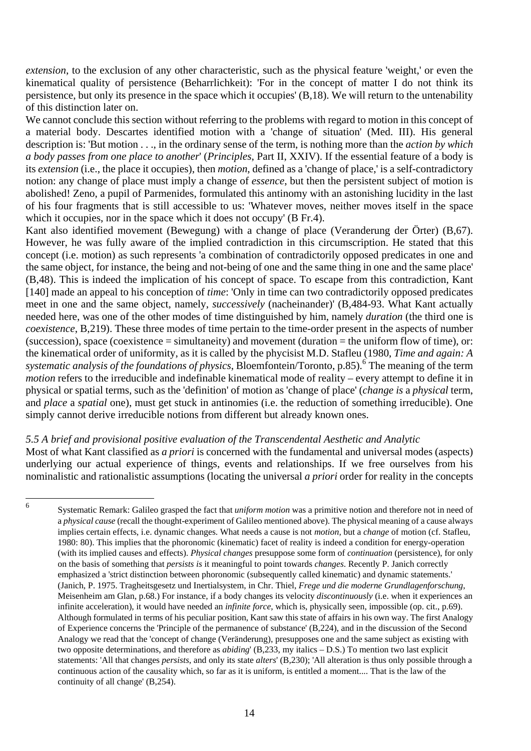*extension*, to the exclusion of any other characteristic, such as the physical feature 'weight,' or even the kinematical quality of persistence (Beharrlichkeit): 'For in the concept of matter I do not think its persistence, but only its presence in the space which it occupies' (B,18). We will return to the untenability of this distinction later on.

We cannot conclude this section without referring to the problems with regard to motion in this concept of a material body. Descartes identified motion with a 'change of situation' (Med. III). His general description is: 'But motion . . ., in the ordinary sense of the term, is nothing more than the *action by which a body passes from one place to another*' (*Principles*, Part II, XXIV). If the essential feature of a body is its *extension* (i.e., the place it occupies), then *motion*, defined as a 'change of place,' is a self-contradictory notion: any change of place must imply a change of *essence*, but then the persistent subject of motion is abolished! Zeno, a pupil of Parmenides, formulated this antinomy with an astonishing lucidity in the last of his four fragments that is still accessible to us: 'Whatever moves, neither moves itself in the space which it occupies, nor in the space which it does not occupy' (B Fr.4).

Kant also identified movement (Bewegung) with a change of place (Veranderung der Örter) (B,67). However, he was fully aware of the implied contradiction in this circumscription. He stated that this concept (i.e. motion) as such represents 'a combination of contradictorily opposed predicates in one and the same object, for instance, the being and not-being of one and the same thing in one and the same place' (B,48). This is indeed the implication of his concept of space. To escape from this contradiction, Kant [140] made an appeal to his conception of *time*: 'Only in time can two contradictorily opposed predicates meet in one and the same object, namely, *successively* (nacheinander)' (B,484-93. What Kant actually needed here, was one of the other modes of time distinguished by him, namely *duration* (the third one is *coexistence*, B,219). These three modes of time pertain to the time-order present in the aspects of number (succession), space (coexistence = simultaneity) and movement (duration = the uniform flow of time), or: the kinematical order of uniformity, as it is called by the phycisist M.D. Stafleu (1980, *Time and again: A systematic analysis of the foundations of physics*, Bloemfontein/Toronto, p.85).[6] The meaning of the term *motion* refers to the irreducible and indefinable kinematical mode of reality – every attempt to define it in physical or spatial terms, such as the 'definition' of motion as 'change of place' (*change is* a *physical* term, and *place* a *spatial* one), must get stuck in antinomies (i.e. the reduction of something irreducible). One simply cannot derive irreducible notions from different but already known ones.

### *5.5 A brief and provisional positive evaluation of the Transcendental Aesthetic and Analytic*

Most of what Kant classified as *a priori* is concerned with the fundamental and universal modes (aspects) underlying our actual experience of things, events and relationships. If we free ourselves from his nominalistic and rationalistic assumptions (locating the universal *a priori* order for reality in the concepts

---

[6] Systematic Remark: Galileo grasped the fact that *uniform motion* was a primitive notion and therefore not in need of a *physical cause* (recall the thought-experiment of Galileo mentioned above). The physical meaning of a cause always implies certain effects, i.e. dynamic changes. What needs a cause is not *motion*, but a *change* of motion (cf. Stafleu, 1980: 80). This implies that the phoronomic (kinematic) facet of reality is indeed a condition for energy-operation (with its implied causes and effects). *Physical changes* presuppose some form of *continuation* (persistence), for only on the basis of something that *persists is* it meaningful to point towards *changes*. Recently P. Janich correctly emphasized a 'strict distinction between phoronomic (subsequently called kinematic) and dynamic statements.' (Janich, P. 1975. Tragheitsgesetz und Inertialsystem, in Chr. Thiel, *Frege und die moderne Grundlagenforschung*, Meisenheim am Glan, p.68.) For instance, if a body changes its velocity *discontinuously* (i.e. when it experiences an infinite acceleration), it would have needed an *infinite force*, which is, physically seen, impossible (op. cit., p.69). Although formulated in terms of his peculiar position, Kant saw this state of affairs in his own way. The first Analogy of Experience concerns the 'Principle of the permanence of substance' (B,224), and in the discussion of the Second Analogy we read that the 'concept of change (Veränderung), presupposes one and the same subject as existing with two opposite determinations, and therefore as *abiding*' (B,233, my italics – D.S.) To mention two last explicit statements: 'All that changes *persists*, and only its state *alters*' (B,230); 'All alteration is thus only possible through a continuous action of the causality which, so far as it is uniform, is entitled a moment.... That is the law of the continuity of all change' (B,254).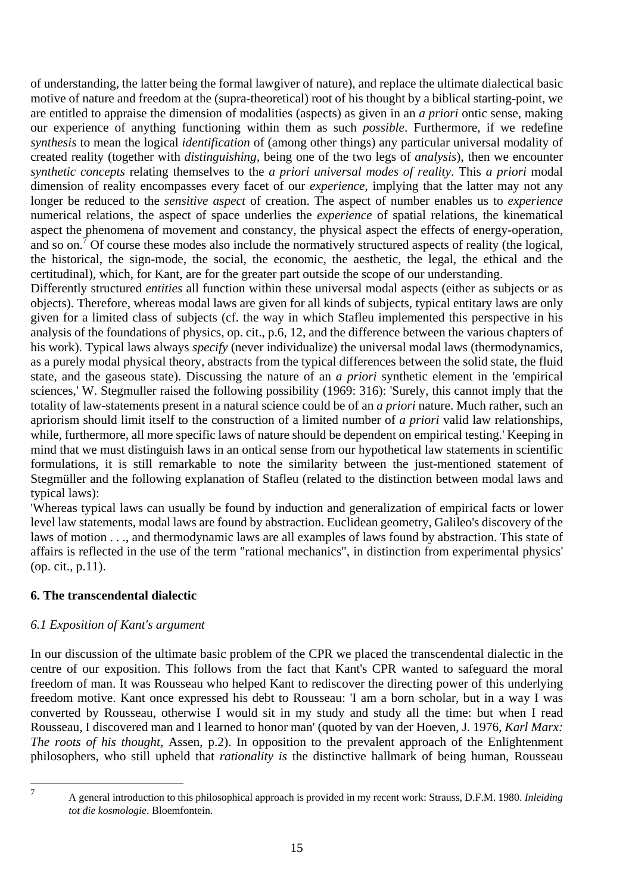of understanding, the latter being the formal lawgiver of nature), and replace the ultimate dialectical basic motive of nature and freedom at the (supra-theoretical) root of his thought by a biblical starting-point, we are entitled to appraise the dimension of modalities (aspects) as given in an *a priori* ontic sense, making our experience of anything functioning within them as such *possible*. Furthermore, if we redefine *synthesis* to mean the logical *identification* of (among other things) any particular universal modality of created reality (together with *distinguishing*, being one of the two legs of *analysis*), then we encounter *synthetic concepts* relating themselves to the *a priori universal modes of reality*. This *a priori* modal dimension of reality encompasses every facet of our *experience*, implying that the latter may not any longer be reduced to the *sensitive aspect* of creation. The aspect of number enables us to *experience* numerical relations, the aspect of space underlies the *experience* of spatial relations, the kinematical aspect the phenomena of movement and constancy, the physical aspect the effects of energy-operation, and so on.[7] Of course these modes also include the normatively structured aspects of reality (the logical, the historical, the sign-mode, the social, the economic, the aesthetic, the legal, the ethical and the certitudinal), which, for Kant, are for the greater part outside the scope of our understanding.

Differently structured *entities* all function within these universal modal aspects (either as subjects or as objects). Therefore, whereas modal laws are given for all kinds of subjects, typical entitary laws are only given for a limited class of subjects (cf. the way in which Stafleu implemented this perspective in his analysis of the foundations of physics, op. cit., p.6, 12, and the difference between the various chapters of his work). Typical laws always *specify* (never individualize) the universal modal laws (thermodynamics, as a purely modal physical theory, abstracts from the typical differences between the solid state, the fluid state, and the gaseous state). Discussing the nature of an *a priori* synthetic element in the 'empirical sciences,' W. Stegmuller raised the following possibility (1969: 316): 'Surely, this cannot imply that the totality of law-statements present in a natural science could be of an *a priori* nature. Much rather, such an apriorism should limit itself to the construction of a limited number of *a priori* valid law relationships, while, furthermore, all more specific laws of nature should be dependent on empirical testing.' Keeping in mind that we must distinguish laws in an ontical sense from our hypothetical law statements in scientific formulations, it is still remarkable to note the similarity between the just-mentioned statement of Stegmüller and the following explanation of Stafleu (related to the distinction between modal laws and typical laws):

'Whereas typical laws can usually be found by induction and generalization of empirical facts or lower level law statements, modal laws are found by abstraction. Euclidean geometry, Galileo's discovery of the laws of motion . . ., and thermodynamic laws are all examples of laws found by abstraction. This state of affairs is reflected in the use of the term "rational mechanics", in distinction from experimental physics' (op. cit., p.11).

## 6. The transcendental dialectic

### *6.1 Exposition of Kant's argument*

In our discussion of the ultimate basic problem of the CPR we placed the transcendental dialectic in the centre of our exposition. This follows from the fact that Kant's CPR wanted to safeguard the moral freedom of man. It was Rousseau who helped Kant to rediscover the directing power of this underlying freedom motive. Kant once expressed his debt to Rousseau: 'I am a born scholar, but in a way I was converted by Rousseau, otherwise I would sit in my study and study all the time: but when I read Rousseau, I discovered man and I learned to honor man' (quoted by van der Hoeven, J. 1976, *Karl Marx: The roots of his thought*, Assen, p.2). In opposition to the prevalent approach of the Enlightenment philosophers, who still upheld that *rationality is* the distinctive hallmark of being human, Rousseau

---

[7] A general introduction to this philosophical approach is provided in my recent work: Strauss, D.F.M. 1980. *Inleiding tot die kosmologie*. Bloemfontein.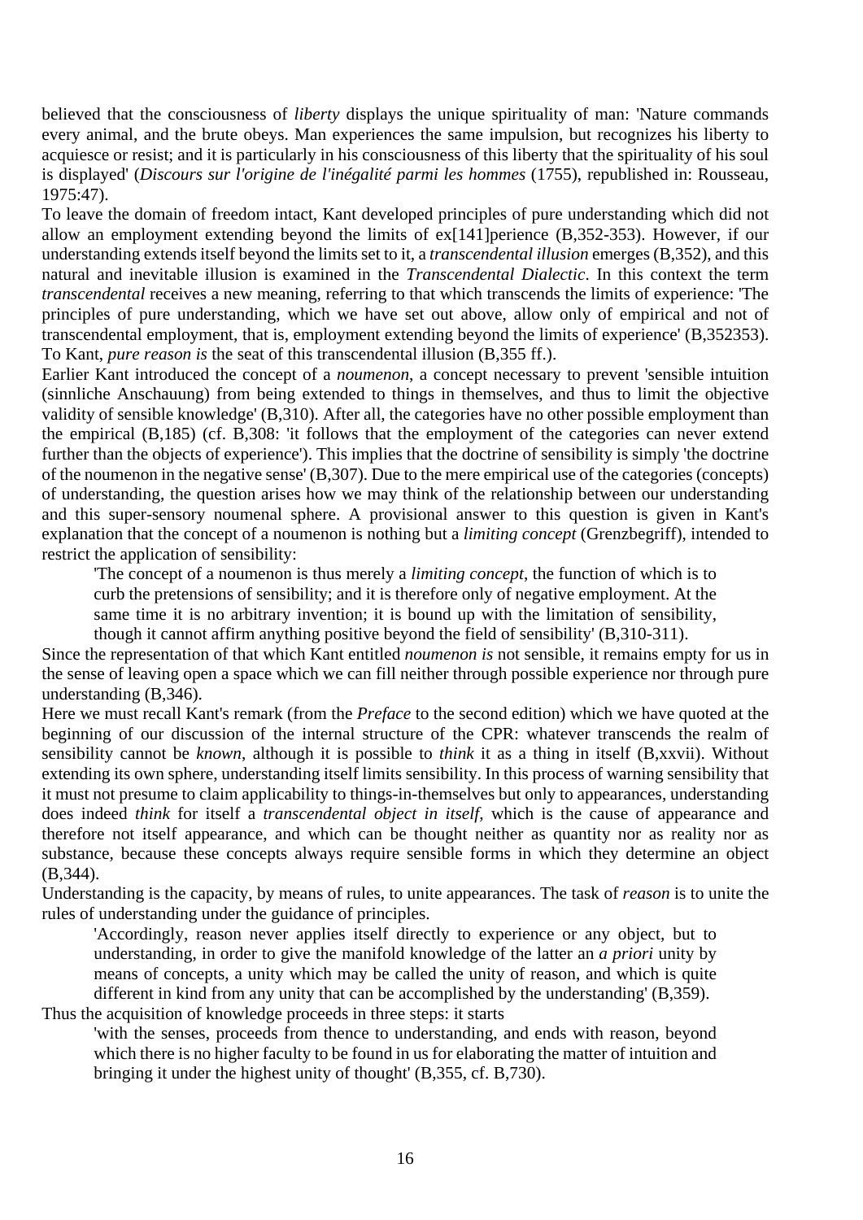believed that the consciousness of *liberty* displays the unique spirituality of man: 'Nature commands every animal, and the brute obeys. Man experiences the same impulsion, but recognizes his liberty to acquiesce or resist; and it is particularly in his consciousness of this liberty that the spirituality of his soul is displayed' (*Discours sur l'origine de l'inégalité parmi les hommes* (1755), republished in: Rousseau, 1975:47).

To leave the domain of freedom intact, Kant developed principles of pure understanding which did not allow an employment extending beyond the limits of ex[141]perience (B,352-353). However, if our understanding extends itself beyond the limits set to it, a *transcendental illusion* emerges (B,352), and this natural and inevitable illusion is examined in the *Transcendental Dialectic*. In this context the term *transcendental* receives a new meaning, referring to that which transcends the limits of experience: 'The principles of pure understanding, which we have set out above, allow only of empirical and not of transcendental employment, that is, employment extending beyond the limits of experience' (B,352353). To Kant, *pure reason is* the seat of this transcendental illusion (B,355 ff.).

Earlier Kant introduced the concept of a *noumenon*, a concept necessary to prevent 'sensible intuition (sinnliche Anschauung) from being extended to things in themselves, and thus to limit the objective validity of sensible knowledge' (B,310). After all, the categories have no other possible employment than the empirical (B,185) (cf. B,308: 'it follows that the employment of the categories can never extend further than the objects of experience'). This implies that the doctrine of sensibility is simply 'the doctrine of the noumenon in the negative sense' (B,307). Due to the mere empirical use of the categories (concepts) of understanding, the question arises how we may think of the relationship between our understanding and this super-sensory noumenal sphere. A provisional answer to this question is given in Kant's explanation that the concept of a noumenon is nothing but a *limiting concept* (Grenzbegriff), intended to restrict the application of sensibility:

> 'The concept of a noumenon is thus merely a *limiting concept*, the function of which is to curb the pretensions of sensibility; and it is therefore only of negative employment. At the same time it is no arbitrary invention; it is bound up with the limitation of sensibility, though it cannot affirm anything positive beyond the field of sensibility' (B,310-311).

Since the representation of that which Kant entitled *noumenon is* not sensible, it remains empty for us in the sense of leaving open a space which we can fill neither through possible experience nor through pure understanding (B,346).

Here we must recall Kant's remark (from the *Preface* to the second edition) which we have quoted at the beginning of our discussion of the internal structure of the CPR: whatever transcends the realm of sensibility cannot be *known*, although it is possible to *think* it as a thing in itself (B,xxvii). Without extending its own sphere, understanding itself limits sensibility. In this process of warning sensibility that it must not presume to claim applicability to things-in-themselves but only to appearances, understanding does indeed *think* for itself a *transcendental object in itself*, which is the cause of appearance and therefore not itself appearance, and which can be thought neither as quantity nor as reality nor as substance, because these concepts always require sensible forms in which they determine an object (B,344).

Understanding is the capacity, by means of rules, to unite appearances. The task of *reason* is to unite the rules of understanding under the guidance of principles.

> 'Accordingly, reason never applies itself directly to experience or any object, but to understanding, in order to give the manifold knowledge of the latter an *a priori* unity by means of concepts, a unity which may be called the unity of reason, and which is quite different in kind from any unity that can be accomplished by the understanding' (B,359).

Thus the acquisition of knowledge proceeds in three steps: it starts

> 'with the senses, proceeds from thence to understanding, and ends with reason, beyond which there is no higher faculty to be found in us for elaborating the matter of intuition and bringing it under the highest unity of thought' (B,355, cf. B,730).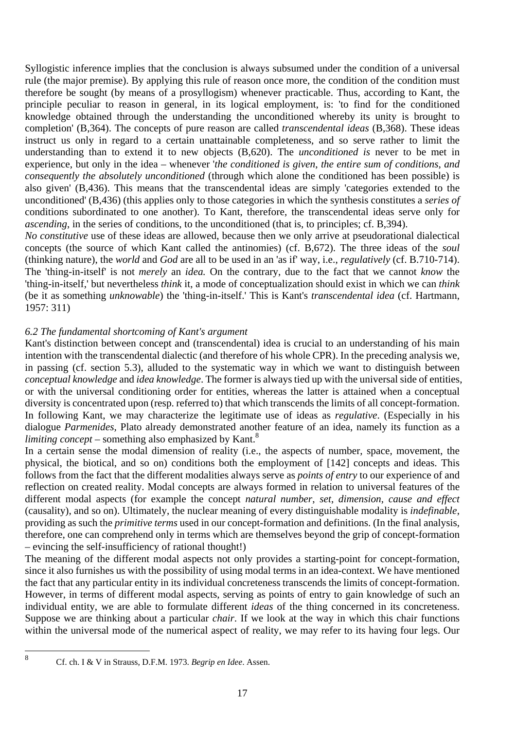Syllogistic inference implies that the conclusion is always subsumed under the condition of a universal rule (the major premise). By applying this rule of reason once more, the condition of the condition must therefore be sought (by means of a prosyllogism) whenever practicable. Thus, according to Kant, the principle peculiar to reason in general, in its logical employment, is: 'to find for the conditioned knowledge obtained through the understanding the unconditioned whereby its unity is brought to completion' (B,364). The concepts of pure reason are called *transcendental ideas* (B,368). These ideas instruct us only in regard to a certain unattainable completeness, and so serve rather to limit the understanding than to extend it to new objects (B,620). The *unconditioned is* never to be met in experience, but only in the idea – whenever '*the conditioned is given, the entire sum of conditions, and consequently the absolutely unconditioned* (through which alone the conditioned has been possible) is also given' (B,436). This means that the transcendental ideas are simply 'categories extended to the unconditioned' (B,436) (this applies only to those categories in which the synthesis constitutes a *series of* conditions subordinated to one another). To Kant, therefore, the transcendental ideas serve only for *ascending*, in the series of conditions, to the unconditioned (that is, to principles; cf. B,394).

*No constitutive* use of these ideas are allowed, because then we only arrive at pseudorational dialectical concepts (the source of which Kant called the antinomies) (cf. B,672). The three ideas of the *soul* (thinking nature), the *world* and *God* are all to be used in an 'as if' way, i.e., *regulatively* (cf. B.710-714). The 'thing-in-itself' is not *merely* an *idea.* On the contrary, due to the fact that we cannot *know* the 'thing-in-itself,' but nevertheless *think* it, a mode of conceptualization should exist in which we can *think* (be it as something *unknowable*) the 'thing-in-itself.' This is Kant's *transcendental idea* (cf. Hartmann, 1957: 311)

*6.2 The fundamental shortcoming of Kant's argument*

Kant's distinction between concept and (transcendental) idea is crucial to an understanding of his main intention with the transcendental dialectic (and therefore of his whole CPR). In the preceding analysis we, in passing (cf. section 5.3), alluded to the systematic way in which we want to distinguish between *conceptual knowledge* and *idea knowledge*. The former is always tied up with the universal side of entities, or with the universal conditioning order for entities, whereas the latter is attained when a conceptual diversity is concentrated upon (resp. referred to) that which transcends the limits of all concept-formation. In following Kant, we may characterize the legitimate use of ideas as *regulative*. (Especially in his dialogue *Parmenides*, Plato already demonstrated another feature of an idea, namely its function as a *limiting concept* – something also emphasized by Kant.[8]

In a certain sense the modal dimension of reality (i.e., the aspects of number, space, movement, the physical, the biotical, and so on) conditions both the employment of [142] concepts and ideas. This follows from the fact that the different modalities always serve as *points of entry* to our experience of and reflection on created reality. Modal concepts are always formed in relation to universal features of the different modal aspects (for example the concept *natural number*, *set*, *dimension*, *cause and effect* (causality), and so on). Ultimately, the nuclear meaning of every distinguishable modality is *indefinable*, providing as such the *primitive terms* used in our concept-formation and definitions. (In the final analysis, therefore, one can comprehend only in terms which are themselves beyond the grip of concept-formation – evincing the self-insufficiency of rational thought!)

The meaning of the different modal aspects not only provides a starting-point for concept-formation, since it also furnishes us with the possibility of using modal terms in an idea-context. We have mentioned the fact that any particular entity in its individual concreteness transcends the limits of concept-formation. However, in terms of different modal aspects, serving as points of entry to gain knowledge of such an individual entity, we are able to formulate different *ideas* of the thing concerned in its concreteness. Suppose we are thinking about a particular *chair*. If we look at the way in which this chair functions within the universal mode of the numerical aspect of reality, we may refer to its having four legs. Our

[8] Cf. ch. I & V in Strauss, D.F.M. 1973. *Begrip en Idee*. Assen.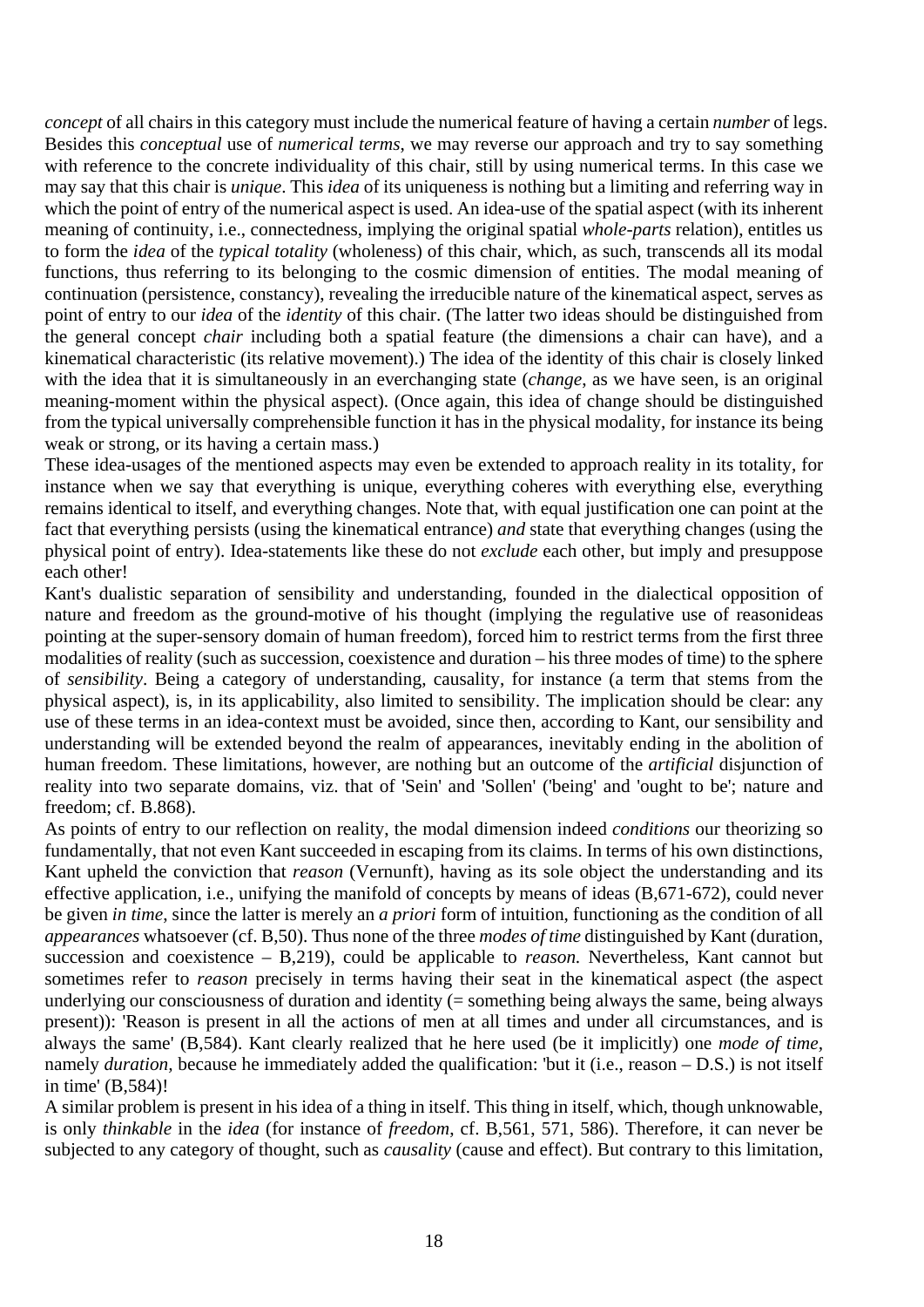*concept* of all chairs in this category must include the numerical feature of having a certain *number* of legs. Besides this *conceptual* use of *numerical terms*, we may reverse our approach and try to say something with reference to the concrete individuality of this chair, still by using numerical terms. In this case we may say that this chair is *unique*. This *idea* of its uniqueness is nothing but a limiting and referring way in which the point of entry of the numerical aspect is used. An idea-use of the spatial aspect (with its inherent meaning of continuity, i.e., connectedness, implying the original spatial *whole-parts* relation), entitles us to form the *idea* of the *typical totality* (wholeness) of this chair, which, as such, transcends all its modal functions, thus referring to its belonging to the cosmic dimension of entities. The modal meaning of continuation (persistence, constancy), revealing the irreducible nature of the kinematical aspect, serves as point of entry to our *idea* of the *identity* of this chair. (The latter two ideas should be distinguished from the general concept *chair* including both a spatial feature (the dimensions a chair can have), and a kinematical characteristic (its relative movement).) The idea of the identity of this chair is closely linked with the idea that it is simultaneously in an everchanging state (*change*, as we have seen, is an original meaning-moment within the physical aspect). (Once again, this idea of change should be distinguished from the typical universally comprehensible function it has in the physical modality, for instance its being weak or strong, or its having a certain mass.)

These idea-usages of the mentioned aspects may even be extended to approach reality in its totality, for instance when we say that everything is unique, everything coheres with everything else, everything remains identical to itself, and everything changes. Note that, with equal justification one can point at the fact that everything persists (using the kinematical entrance) *and* state that everything changes (using the physical point of entry). Idea-statements like these do not *exclude* each other, but imply and presuppose each other!

Kant's dualistic separation of sensibility and understanding, founded in the dialectical opposition of nature and freedom as the ground-motive of his thought (implying the regulative use of reasonideas pointing at the super-sensory domain of human freedom), forced him to restrict terms from the first three modalities of reality (such as succession, coexistence and duration – his three modes of time) to the sphere of *sensibility*. Being a category of understanding, causality, for instance (a term that stems from the physical aspect), is, in its applicability, also limited to sensibility. The implication should be clear: any use of these terms in an idea-context must be avoided, since then, according to Kant, our sensibility and understanding will be extended beyond the realm of appearances, inevitably ending in the abolition of human freedom. These limitations, however, are nothing but an outcome of the *artificial* disjunction of reality into two separate domains, viz. that of 'Sein' and 'Sollen' ('being' and 'ought to be'; nature and freedom; cf. B.868).

As points of entry to our reflection on reality, the modal dimension indeed *conditions* our theorizing so fundamentally, that not even Kant succeeded in escaping from its claims. In terms of his own distinctions, Kant upheld the conviction that *reason* (Vernunft), having as its sole object the understanding and its effective application, i.e., unifying the manifold of concepts by means of ideas (B,671-672), could never be given *in time*, since the latter is merely an *a priori* form of intuition, functioning as the condition of all *appearances* whatsoever (cf. B,50). Thus none of the three *modes of time* distinguished by Kant (duration, succession and coexistence – B,219), could be applicable to *reason.* Nevertheless, Kant cannot but sometimes refer to *reason* precisely in terms having their seat in the kinematical aspect (the aspect underlying our consciousness of duration and identity (= something being always the same, being always present)): 'Reason is present in all the actions of men at all times and under all circumstances, and is always the same' (B,584). Kant clearly realized that he here used (be it implicitly) one *mode of time*, namely *duration*, because he immediately added the qualification: 'but it (i.e., reason – D.S.) is not itself in time' (B,584)!

A similar problem is present in his idea of a thing in itself. This thing in itself, which, though unknowable, is only *thinkable* in the *idea* (for instance of *freedom*, cf. B,561, 571, 586). Therefore, it can never be subjected to any category of thought, such as *causality* (cause and effect). But contrary to this limitation,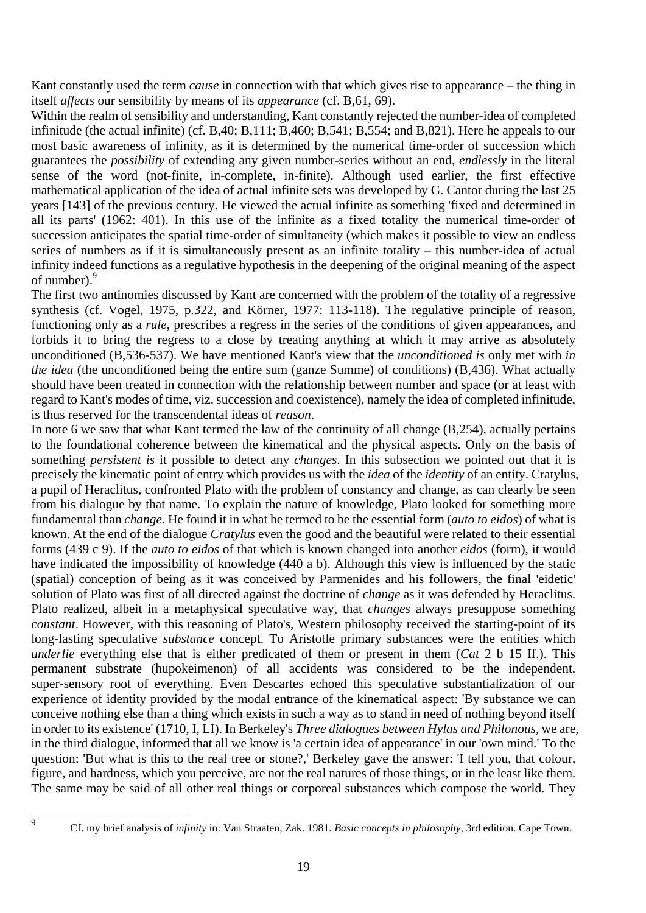Kant constantly used the term *cause* in connection with that which gives rise to appearance – the thing in itself *affects* our sensibility by means of its *appearance* (cf. B,61, 69).

Within the realm of sensibility and understanding, Kant constantly rejected the number-idea of completed infinitude (the actual infinite) (cf. B,40; B,111; B,460; B,541; B,554; and B,821). Here he appeals to our most basic awareness of infinity, as it is determined by the numerical time-order of succession which guarantees the *possibility* of extending any given number-series without an end, *endlessly* in the literal sense of the word (not-finite, in-complete, in-finite). Although used earlier, the first effective mathematical application of the idea of actual infinite sets was developed by G. Cantor during the last 25 years [143] of the previous century. He viewed the actual infinite as something 'fixed and determined in all its parts' (1962: 401). In this use of the infinite as a fixed totality the numerical time-order of succession anticipates the spatial time-order of simultaneity (which makes it possible to view an endless series of numbers as if it is simultaneously present as an infinite totality – this number-idea of actual infinity indeed functions as a regulative hypothesis in the deepening of the original meaning of the aspect of number).[9]

The first two antinomies discussed by Kant are concerned with the problem of the totality of a regressive synthesis (cf. Vogel, 1975, p.322, and Körner, 1977: 113-118). The regulative principle of reason, functioning only as a *rule*, prescribes a regress in the series of the conditions of given appearances, and forbids it to bring the regress to a close by treating anything at which it may arrive as absolutely unconditioned (B,536-537). We have mentioned Kant's view that the *unconditioned is* only met with *in the idea* (the unconditioned being the entire sum (ganze Summe) of conditions) (B,436). What actually should have been treated in connection with the relationship between number and space (or at least with regard to Kant's modes of time, viz. succession and coexistence), namely the idea of completed infinitude, is thus reserved for the transcendental ideas of *reason*.

In note 6 we saw that what Kant termed the law of the continuity of all change (B,254), actually pertains to the foundational coherence between the kinematical and the physical aspects. Only on the basis of something *persistent is* it possible to detect any *changes*. In this subsection we pointed out that it is precisely the kinematic point of entry which provides us with the *idea* of the *identity* of an entity. Cratylus, a pupil of Heraclitus, confronted Plato with the problem of constancy and change, as can clearly be seen from his dialogue by that name. To explain the nature of knowledge, Plato looked for something more fundamental than *change.* He found it in what he termed to be the essential form (*auto to eidos*) of what is known. At the end of the dialogue *Cratylus* even the good and the beautiful were related to their essential forms (439 c 9). If the *auto to eidos* of that which is known changed into another *eidos* (form), it would have indicated the impossibility of knowledge (440 a b). Although this view is influenced by the static (spatial) conception of being as it was conceived by Parmenides and his followers, the final 'eidetic' solution of Plato was first of all directed against the doctrine of *change* as it was defended by Heraclitus. Plato realized, albeit in a metaphysical speculative way, that *changes* always presuppose something *constant*. However, with this reasoning of Plato's, Western philosophy received the starting-point of its long-lasting speculative *substance* concept. To Aristotle primary substances were the entities which *underlie* everything else that is either predicated of them or present in them (*Cat* 2 b 15 If.). This permanent substrate (hupokeimenon) of all accidents was considered to be the independent, super-sensory root of everything. Even Descartes echoed this speculative substantialization of our experience of identity provided by the modal entrance of the kinematical aspect: 'By substance we can conceive nothing else than a thing which exists in such a way as to stand in need of nothing beyond itself in order to its existence' (1710, I, LI). In Berkeley's *Three dialogues between Hylas and Philonous*, we are, in the third dialogue, informed that all we know is 'a certain idea of appearance' in our 'own mind.' To the question: 'But what is this to the real tree or stone?,' Berkeley gave the answer: 'I tell you, that colour, figure, and hardness, which you perceive, are not the real natures of those things, or in the least like them. The same may be said of all other real things or corporeal substances which compose the world. They

---

[9] Cf. my brief analysis of *infinity* in: Van Straaten, Zak. 1981. *Basic concepts in philosophy,* 3rd edition. Cape Town.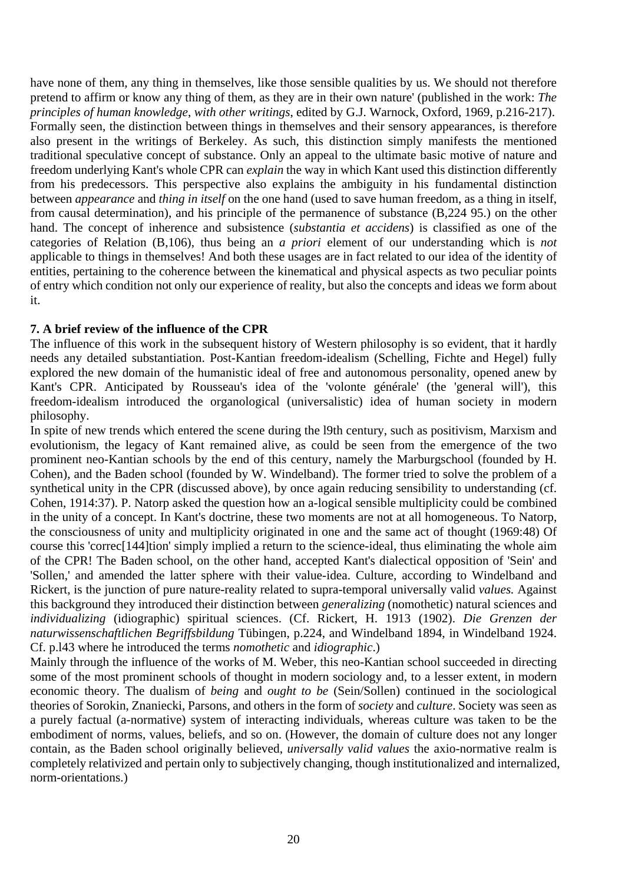have none of them, any thing in themselves, like those sensible qualities by us. We should not therefore pretend to affirm or know any thing of them, as they are in their own nature' (published in the work: *The principles of human knowledge, with other writings*, edited by G.J. Warnock, Oxford, 1969, p.216-217). Formally seen, the distinction between things in themselves and their sensory appearances, is therefore also present in the writings of Berkeley. As such, this distinction simply manifests the mentioned traditional speculative concept of substance. Only an appeal to the ultimate basic motive of nature and freedom underlying Kant's whole CPR can *explain* the way in which Kant used this distinction differently from his predecessors. This perspective also explains the ambiguity in his fundamental distinction between *appearance* and *thing in itself* on the one hand (used to save human freedom, as a thing in itself, from causal determination), and his principle of the permanence of substance (B,224 95.) on the other hand. The concept of inherence and subsistence (*substantia et accidens*) is classified as one of the categories of Relation (B,106), thus being an *a priori* element of our understanding which is *not* applicable to things in themselves! And both these usages are in fact related to our idea of the identity of entities, pertaining to the coherence between the kinematical and physical aspects as two peculiar points of entry which condition not only our experience of reality, but also the concepts and ideas we form about it.

**7. A brief review of the influence of the CPR**

The influence of this work in the subsequent history of Western philosophy is so evident, that it hardly needs any detailed substantiation. Post-Kantian freedom-idealism (Schelling, Fichte and Hegel) fully explored the new domain of the humanistic ideal of free and autonomous personality, opened anew by Kant's CPR. Anticipated by Rousseau's idea of the 'volonte générale' (the 'general will'), this freedom-idealism introduced the organological (universalistic) idea of human society in modern philosophy.

In spite of new trends which entered the scene during the l9th century, such as positivism, Marxism and evolutionism, the legacy of Kant remained alive, as could be seen from the emergence of the two prominent neo-Kantian schools by the end of this century, namely the Marburgschool (founded by H. Cohen), and the Baden school (founded by W. Windelband). The former tried to solve the problem of a synthetical unity in the CPR (discussed above), by once again reducing sensibility to understanding (cf. Cohen, 1914:37). P. Natorp asked the question how an a-logical sensible multiplicity could be combined in the unity of a concept. In Kant's doctrine, these two moments are not at all homogeneous. To Natorp, the consciousness of unity and multiplicity originated in one and the same act of thought (1969:48) Of course this 'correc[144]tion' simply implied a return to the science-ideal, thus eliminating the whole aim of the CPR! The Baden school, on the other hand, accepted Kant's dialectical opposition of 'Sein' and 'Sollen,' and amended the latter sphere with their value-idea. Culture, according to Windelband and Rickert, is the junction of pure nature-reality related to supra-temporal universally valid *values.* Against this background they introduced their distinction between *generalizing* (nomothetic) natural sciences and *individualizing* (idiographic) spiritual sciences. (Cf. Rickert, H. 1913 (1902). *Die Grenzen der naturwissenschaftlichen Begriffsbildung* Tübingen, p.224, and Windelband 1894, in Windelband 1924. Cf. p.l43 where he introduced the terms *nomothetic* and *idiographic*.)

Mainly through the influence of the works of M. Weber, this neo-Kantian school succeeded in directing some of the most prominent schools of thought in modern sociology and, to a lesser extent, in modern economic theory. The dualism of *being* and *ought to be* (Sein/Sollen) continued in the sociological theories of Sorokin, Znaniecki, Parsons, and others in the form of *society* and *culture*. Society was seen as a purely factual (a-normative) system of interacting individuals, whereas culture was taken to be the embodiment of norms, values, beliefs, and so on. (However, the domain of culture does not any longer contain, as the Baden school originally believed, *universally valid values* the axio-normative realm is completely relativized and pertain only to subjectively changing, though institutionalized and internalized, norm-orientations.)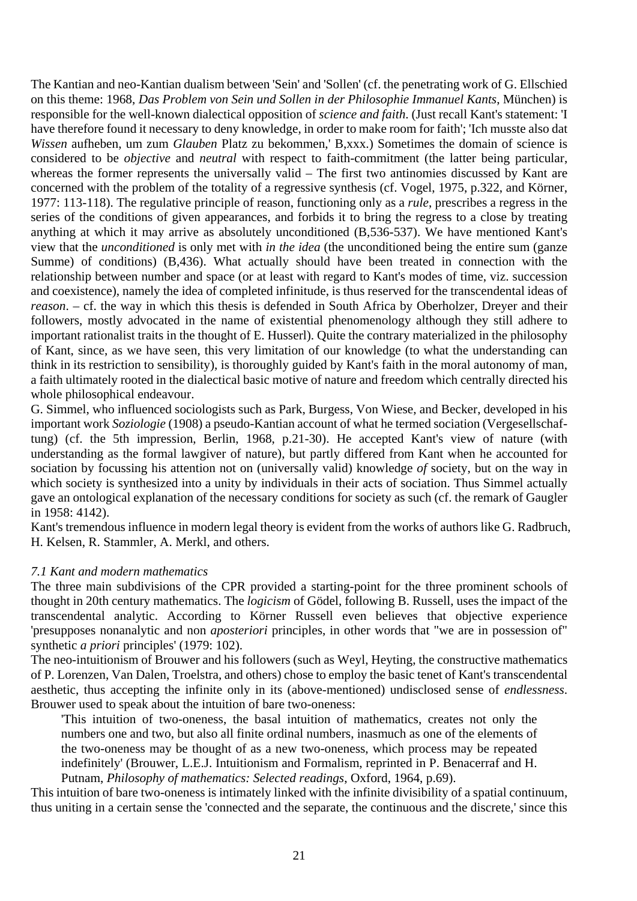The Kantian and neo-Kantian dualism between 'Sein' and 'Sollen' (cf. the penetrating work of G. Ellschied on this theme: 1968, *Das Problem von Sein und Sollen in der Philosophie Immanuel Kants*, München) is responsible for the well-known dialectical opposition of *science and faith*. (Just recall Kant's statement: 'I have therefore found it necessary to deny knowledge, in order to make room for faith'; 'Ich musste also dat *Wissen* aufheben, um zum *Glauben* Platz zu bekommen,' B,xxx.) Sometimes the domain of science is considered to be *objective* and *neutral* with respect to faith-commitment (the latter being particular, whereas the former represents the universally valid – The first two antinomies discussed by Kant are concerned with the problem of the totality of a regressive synthesis (cf. Vogel, 1975, p.322, and Körner, 1977: 113-118). The regulative principle of reason, functioning only as a *rule*, prescribes a regress in the series of the conditions of given appearances, and forbids it to bring the regress to a close by treating anything at which it may arrive as absolutely unconditioned (B,536-537). We have mentioned Kant's view that the *unconditioned* is only met with *in the idea* (the unconditioned being the entire sum (ganze Summe) of conditions) (B,436). What actually should have been treated in connection with the relationship between number and space (or at least with regard to Kant's modes of time, viz. succession and coexistence), namely the idea of completed infinitude, is thus reserved for the transcendental ideas of *reason*. – cf. the way in which this thesis is defended in South Africa by Oberholzer, Dreyer and their followers, mostly advocated in the name of existential phenomenology although they still adhere to important rationalist traits in the thought of E. Husserl). Quite the contrary materialized in the philosophy of Kant, since, as we have seen, this very limitation of our knowledge (to what the understanding can think in its restriction to sensibility), is thoroughly guided by Kant's faith in the moral autonomy of man, a faith ultimately rooted in the dialectical basic motive of nature and freedom which centrally directed his whole philosophical endeavour.

G. Simmel, who influenced sociologists such as Park, Burgess, Von Wiese, and Becker, developed in his important work *Soziologie* (1908) a pseudo-Kantian account of what he termed sociation (Vergesellschaftung) (cf. the 5th impression, Berlin, 1968, p.21-30). He accepted Kant's view of nature (with understanding as the formal lawgiver of nature), but partly differed from Kant when he accounted for sociation by focussing his attention not on (universally valid) knowledge *of* society, but on the way in which society is synthesized into a unity by individuals in their acts of sociation. Thus Simmel actually gave an ontological explanation of the necessary conditions for society as such (cf. the remark of Gaugler in 1958: 4142).

Kant's tremendous influence in modern legal theory is evident from the works of authors like G. Radbruch, H. Kelsen, R. Stammler, A. Merkl, and others.

### *7.1 Kant and modern mathematics*

The three main subdivisions of the CPR provided a starting-point for the three prominent schools of thought in 20th century mathematics. The *logicism* of Gödel, following B. Russell, uses the impact of the transcendental analytic. According to Körner Russell even believes that objective experience 'presupposes nonanalytic and non *aposteriori* principles, in other words that "we are in possession of" synthetic *a priori* principles' (1979: 102).

The neo-intuitionism of Brouwer and his followers (such as Weyl, Heyting, the constructive mathematics of P. Lorenzen, Van Dalen, Troelstra, and others) chose to employ the basic tenet of Kant's transcendental aesthetic, thus accepting the infinite only in its (above-mentioned) undisclosed sense of *endlessness*. Brouwer used to speak about the intuition of bare two-oneness:

> 'This intuition of two-oneness, the basal intuition of mathematics, creates not only the numbers one and two, but also all finite ordinal numbers, inasmuch as one of the elements of the two-oneness may be thought of as a new two-oneness, which process may be repeated indefinitely' (Brouwer, L.E.J. Intuitionism and Formalism, reprinted in P. Benacerraf and H. Putnam, *Philosophy of mathematics: Selected readings*, Oxford, 1964, p.69).

This intuition of bare two-oneness is intimately linked with the infinite divisibility of a spatial continuum, thus uniting in a certain sense the 'connected and the separate, the continuous and the discrete,' since this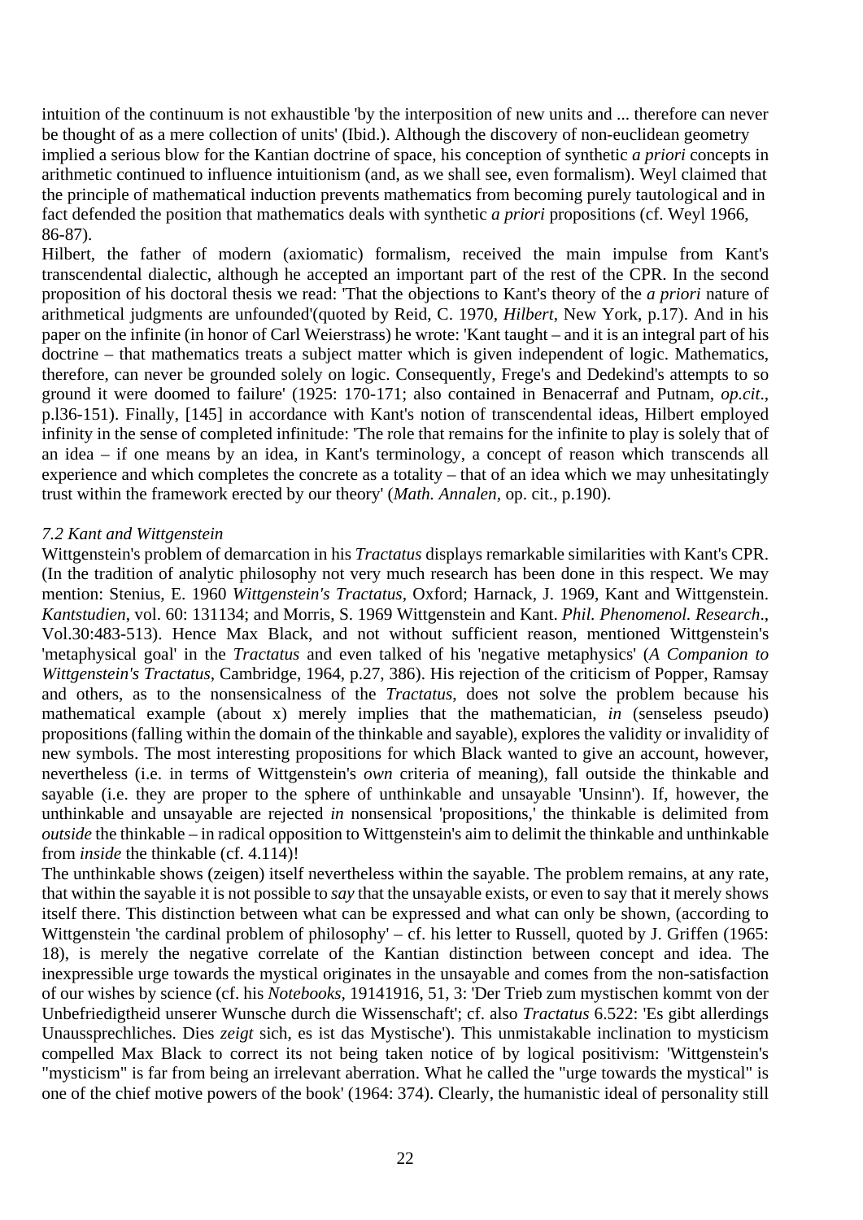intuition of the continuum is not exhaustible 'by the interposition of new units and ... therefore can never be thought of as a mere collection of units' (Ibid.). Although the discovery of non-euclidean geometry implied a serious blow for the Kantian doctrine of space, his conception of synthetic *a priori* concepts in arithmetic continued to influence intuitionism (and, as we shall see, even formalism). Weyl claimed that the principle of mathematical induction prevents mathematics from becoming purely tautological and in fact defended the position that mathematics deals with synthetic *a priori* propositions (cf. Weyl 1966, 86-87).

Hilbert, the father of modern (axiomatic) formalism, received the main impulse from Kant's transcendental dialectic, although he accepted an important part of the rest of the CPR. In the second proposition of his doctoral thesis we read: 'That the objections to Kant's theory of the *a priori* nature of arithmetical judgments are unfounded'(quoted by Reid, C. 1970, *Hilbert*, New York, p.17). And in his paper on the infinite (in honor of Carl Weierstrass) he wrote: 'Kant taught – and it is an integral part of his doctrine – that mathematics treats a subject matter which is given independent of logic. Mathematics, therefore, can never be grounded solely on logic. Consequently, Frege's and Dedekind's attempts to so ground it were doomed to failure' (1925: 170-171; also contained in Benacerraf and Putnam, *op.cit*., p.l36-151). Finally, [145] in accordance with Kant's notion of transcendental ideas, Hilbert employed infinity in the sense of completed infinitude: 'The role that remains for the infinite to play is solely that of an idea – if one means by an idea, in Kant's terminology, a concept of reason which transcends all experience and which completes the concrete as a totality – that of an idea which we may unhesitatingly trust within the framework erected by our theory' (*Math. Annalen*, op. cit., p.190).

*7.2 Kant and Wittgenstein*

Wittgenstein's problem of demarcation in his *Tractatus* displays remarkable similarities with Kant's CPR. (In the tradition of analytic philosophy not very much research has been done in this respect. We may mention: Stenius, E. 1960 *Wittgenstein's Tractatus*, Oxford; Harnack, J. 1969, Kant and Wittgenstein. *Kantstudien*, vol. 60: 131134; and Morris, S. 1969 Wittgenstein and Kant. *Phil. Phenomenol. Research*., Vol.30:483-513). Hence Max Black, and not without sufficient reason, mentioned Wittgenstein's 'metaphysical goal' in the *Tractatus* and even talked of his 'negative metaphysics' (*A Companion to Wittgenstein's Tractatus*, Cambridge, 1964, p.27, 386). His rejection of the criticism of Popper, Ramsay and others, as to the nonsensicalness of the *Tractatus*, does not solve the problem because his mathematical example (about x) merely implies that the mathematician, *in* (senseless pseudo) propositions (falling within the domain of the thinkable and sayable), explores the validity or invalidity of new symbols. The most interesting propositions for which Black wanted to give an account, however, nevertheless (i.e. in terms of Wittgenstein's *own* criteria of meaning), fall outside the thinkable and sayable (i.e. they are proper to the sphere of unthinkable and unsayable 'Unsinn'). If, however, the unthinkable and unsayable are rejected *in* nonsensical 'propositions,' the thinkable is delimited from *outside* the thinkable – in radical opposition to Wittgenstein's aim to delimit the thinkable and unthinkable from *inside* the thinkable (cf. 4.114)!

The unthinkable shows (zeigen) itself nevertheless within the sayable. The problem remains, at any rate, that within the sayable it is not possible to *say* that the unsayable exists, or even to say that it merely shows itself there. This distinction between what can be expressed and what can only be shown, (according to Wittgenstein 'the cardinal problem of philosophy' – cf. his letter to Russell, quoted by J. Griffen (1965: 18), is merely the negative correlate of the Kantian distinction between concept and idea. The inexpressible urge towards the mystical originates in the unsayable and comes from the non-satisfaction of our wishes by science (cf. his *Notebooks*, 19141916, 51, 3: 'Der Trieb zum mystischen kommt von der Unbefriedigtheid unserer Wunsche durch die Wissenschaft'; cf. also *Tractatus* 6.522: 'Es gibt allerdings Unaussprechliches. Dies *zeigt* sich, es ist das Mystische'). This unmistakable inclination to mysticism compelled Max Black to correct its not being taken notice of by logical positivism: 'Wittgenstein's "mysticism" is far from being an irrelevant aberration. What he called the "urge towards the mystical" is one of the chief motive powers of the book' (1964: 374). Clearly, the humanistic ideal of personality still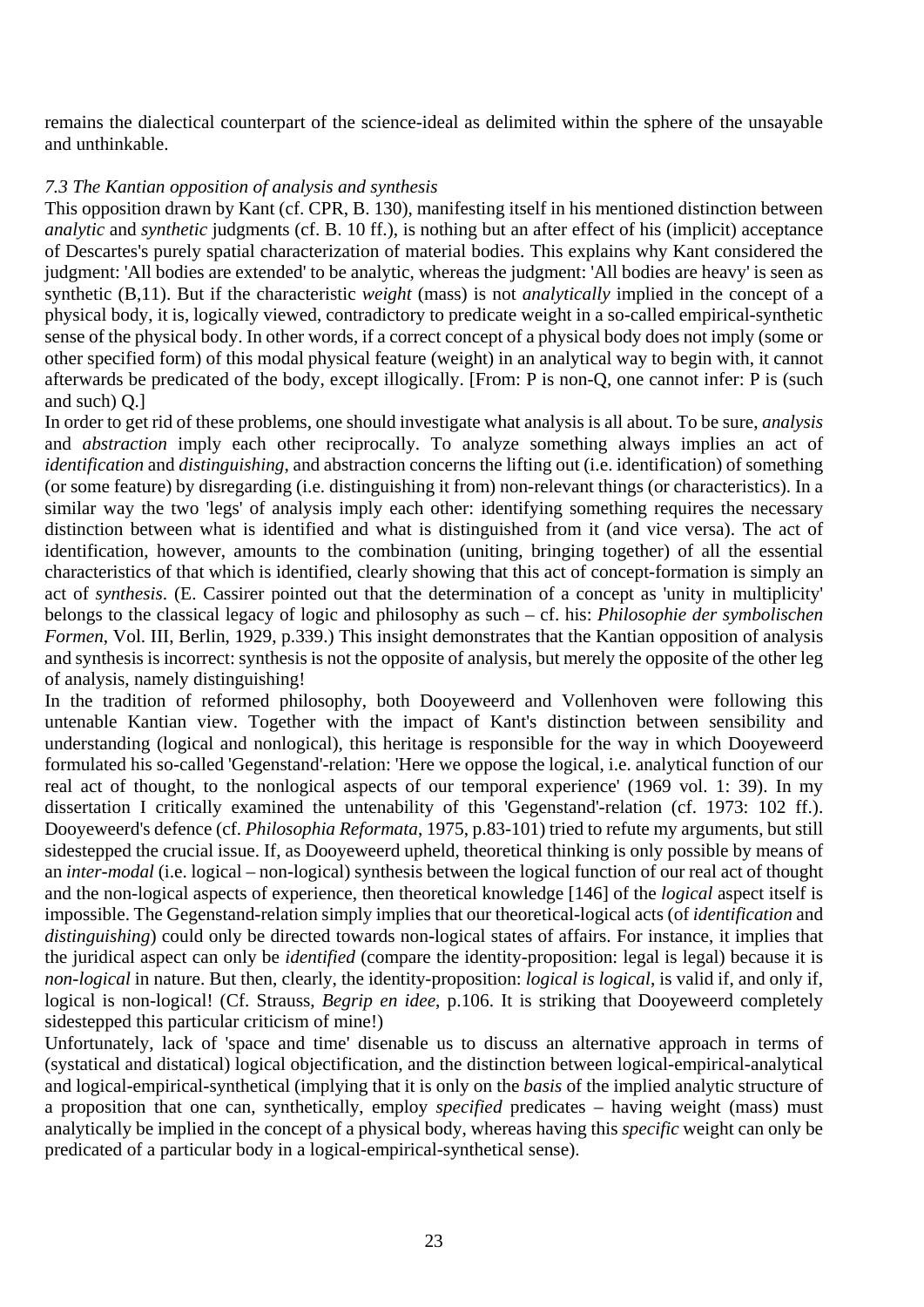remains the dialectical counterpart of the science-ideal as delimited within the sphere of the unsayable and unthinkable.

*7.3 The Kantian opposition of analysis and synthesis*

This opposition drawn by Kant (cf. CPR, B. 130), manifesting itself in his mentioned distinction between *analytic* and *synthetic* judgments (cf. B. 10 ff.), is nothing but an after effect of his (implicit) acceptance of Descartes's purely spatial characterization of material bodies. This explains why Kant considered the judgment: 'All bodies are extended' to be analytic, whereas the judgment: 'All bodies are heavy' is seen as synthetic (B,11). But if the characteristic *weight* (mass) is not *analytically* implied in the concept of a physical body, it is, logically viewed, contradictory to predicate weight in a so-called empirical-synthetic sense of the physical body. In other words, if a correct concept of a physical body does not imply (some or other specified form) of this modal physical feature (weight) in an analytical way to begin with, it cannot afterwards be predicated of the body, except illogically. [From: P is non-Q, one cannot infer: P is (such and such) Q.]

In order to get rid of these problems, one should investigate what analysis is all about. To be sure, *analysis* and *abstraction* imply each other reciprocally. To analyze something always implies an act of *identification* and *distinguishing*, and abstraction concerns the lifting out (i.e. identification) of something (or some feature) by disregarding (i.e. distinguishing it from) non-relevant things (or characteristics). In a similar way the two 'legs' of analysis imply each other: identifying something requires the necessary distinction between what is identified and what is distinguished from it (and vice versa). The act of identification, however, amounts to the combination (uniting, bringing together) of all the essential characteristics of that which is identified, clearly showing that this act of concept-formation is simply an act of *synthesis*. (E. Cassirer pointed out that the determination of a concept as 'unity in multiplicity' belongs to the classical legacy of logic and philosophy as such – cf. his: *Philosophie der symbolischen Formen*, Vol. III, Berlin, 1929, p.339.) This insight demonstrates that the Kantian opposition of analysis and synthesis is incorrect: synthesis is not the opposite of analysis, but merely the opposite of the other leg of analysis, namely distinguishing!

In the tradition of reformed philosophy, both Dooyeweerd and Vollenhoven were following this untenable Kantian view. Together with the impact of Kant's distinction between sensibility and understanding (logical and nonlogical), this heritage is responsible for the way in which Dooyeweerd formulated his so-called 'Gegenstand'-relation: 'Here we oppose the logical, i.e. analytical function of our real act of thought, to the nonlogical aspects of our temporal experience' (1969 vol. 1: 39). In my dissertation I critically examined the untenability of this 'Gegenstand'-relation (cf. 1973: 102 ff.). Dooyeweerd's defence (cf. *Philosophia Reformata*, 1975, p.83-101) tried to refute my arguments, but still sidestepped the crucial issue. If, as Dooyeweerd upheld, theoretical thinking is only possible by means of an *inter-modal* (i.e. logical – non-logical) synthesis between the logical function of our real act of thought and the non-logical aspects of experience, then theoretical knowledge [146] of the *logical* aspect itself is impossible. The Gegenstand-relation simply implies that our theoretical-logical acts (of *identification* and *distinguishing*) could only be directed towards non-logical states of affairs. For instance, it implies that the juridical aspect can only be *identified* (compare the identity-proposition: legal is legal) because it is *non-logical* in nature. But then, clearly, the identity-proposition: *logical is logical*, is valid if, and only if, logical is non-logical! (Cf. Strauss, *Begrip en idee*, p.106. It is striking that Dooyeweerd completely sidestepped this particular criticism of mine!)

Unfortunately, lack of 'space and time' disenable us to discuss an alternative approach in terms of (systatical and distatical) logical objectification, and the distinction between logical-empirical-analytical and logical-empirical-synthetical (implying that it is only on the *basis* of the implied analytic structure of a proposition that one can, synthetically, employ *specified* predicates – having weight (mass) must analytically be implied in the concept of a physical body, whereas having this *specific* weight can only be predicated of a particular body in a logical-empirical-synthetical sense).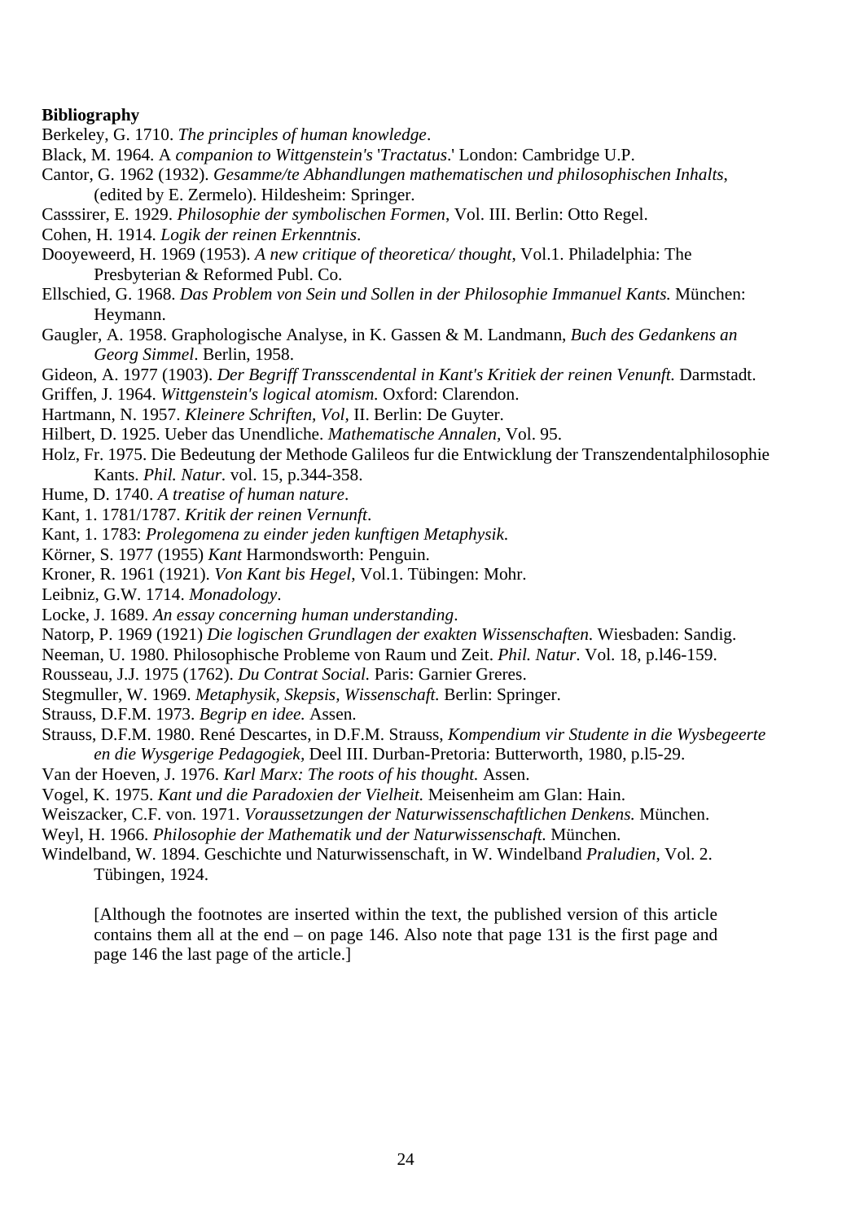**Bibliography**

Berkeley, G. 1710. *The principles of human knowledge*.

Black, M. 1964. A *companion to Wittgenstein's* '*Tractatus*.' London: Cambridge U.P.

Cantor, G. 1962 (1932). *Gesamme/te Abhandlungen mathematischen und philosophischen Inhalts*, (edited by E. Zermelo). Hildesheim: Springer.

Casssirer, E. 1929. *Philosophie der symbolischen Formen*, Vol. III. Berlin: Otto Regel.

Cohen, H. 1914. *Logik der reinen Erkenntnis*.

Dooyeweerd, H. 1969 (1953). *A new critique of theoretica/ thought*, Vol.1. Philadelphia: The Presbyterian & Reformed Publ. Co.

Ellschied, G. 1968. *Das Problem von Sein und Sollen in der Philosophie Immanuel Kants.* München: Heymann.

Gaugler, A. 1958. Graphologische Analyse, in K. Gassen & M. Landmann, *Buch des Gedankens an Georg Simmel*. Berlin, 1958.

Gideon, A. 1977 (1903). *Der Begriff Transscendental in Kant's Kritiek der reinen Venunft.* Darmstadt.

Griffen, J. 1964. *Wittgenstein's logical atomism.* Oxford: Clarendon.

Hartmann, N. 1957. *Kleinere Schriften, Vol*, II. Berlin: De Guyter.

Hilbert, D. 1925. Ueber das Unendliche. *Mathematische Annalen*, Vol. 95.

Holz, Fr. 1975. Die Bedeutung der Methode Galileos fur die Entwicklung der Transzendentalphilosophie Kants. *Phil. Natur*. vol. 15, p.344-358.

Hume, D. 1740. *A treatise of human nature*.

Kant, 1. 1781/1787. *Kritik der reinen Vernunft*.

Kant, 1. 1783: *Prolegomena zu einder jeden kunftigen Metaphysik.*

Körner, S. 1977 (1955) *Kant* Harmondsworth: Penguin.

Kroner, R. 1961 (1921). *Von Kant bis Hegel*, Vol.1. Tübingen: Mohr.

Leibniz, G.W. 1714. *Monadology*.

Locke, J. 1689. *An essay concerning human understanding*.

Natorp, P. 1969 (1921) *Die logischen Grundlagen der exakten Wissenschaften*. Wiesbaden: Sandig.

Neeman, U. 1980. Philosophische Probleme von Raum und Zeit. *Phil. Natur*. Vol. 18, p.l46-159.

Rousseau, J.J. 1975 (1762). *Du Contrat Social.* Paris: Garnier Greres.

Stegmuller, W. 1969. *Metaphysik, Skepsis, Wissenschaft.* Berlin: Springer.

Strauss, D.F.M. 1973. *Begrip en idee.* Assen.

Strauss, D.F.M. 1980. René Descartes, in D.F.M. Strauss, *Kompendium vir Studente in die Wysbegeerte en die Wysgerige Pedagogiek*, Deel III. Durban-Pretoria: Butterworth, 1980, p.l5-29.

Van der Hoeven, J. 1976. *Karl Marx: The roots of his thought.* Assen.

Vogel, K. 1975. *Kant und die Paradoxien der Vielheit.* Meisenheim am Glan: Hain.

Weiszacker, C.F. von. 1971. *Voraussetzungen der Naturwissenschaftlichen Denkens.* München.

Weyl, H. 1966. *Philosophie der Mathematik und der Naturwissenschaft.* München.

Windelband, W. 1894. Geschichte und Naturwissenschaft, in W. Windelband *Praludien*, Vol. 2. Tübingen, 1924.

[Although the footnotes are inserted within the text, the published version of this article contains them all at the end – on page 146. Also note that page 131 is the first page and page 146 the last page of the article.]